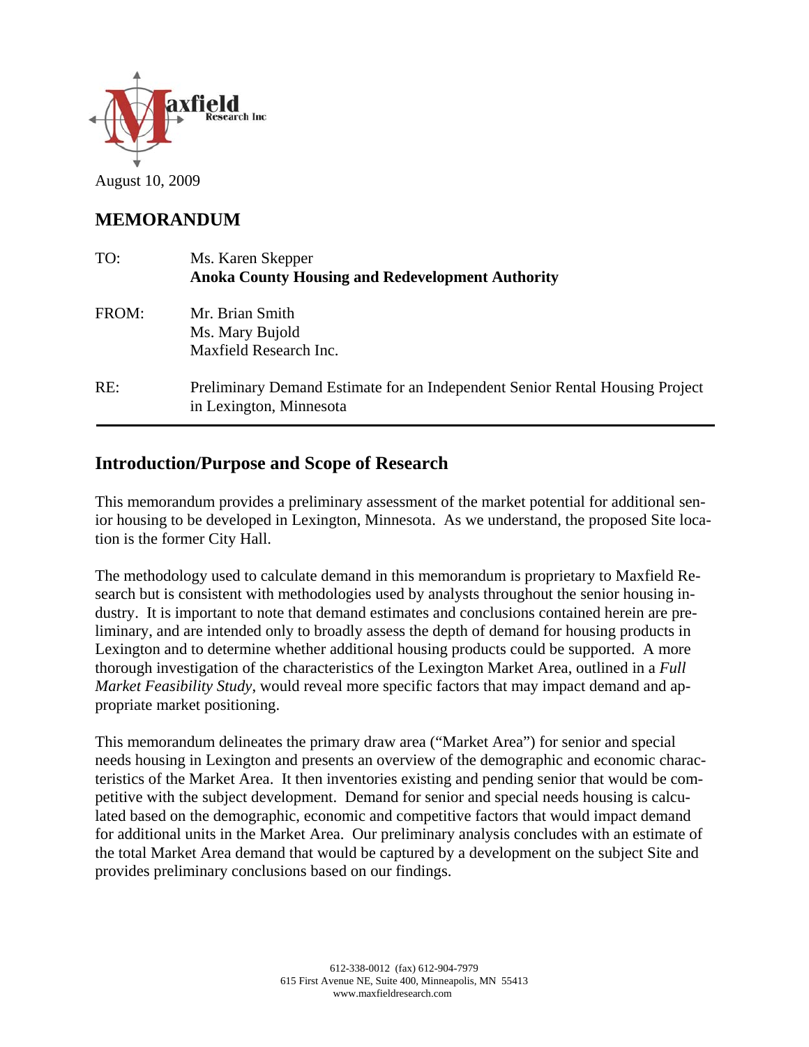Maxfield Research Inc

August 10, 2009

## MEMORANDUM

TO: Ms. Karen Skepper
**Anoka County Housing and Redevelopment Authority**

FROM: Mr. Brian Smith
Ms. Mary Bujold
Maxfield Research Inc.

RE: Preliminary Demand Estimate for an Independent Senior Rental Housing Project in Lexington, Minnesota

---

## Introduction/Purpose and Scope of Research

This memorandum provides a preliminary assessment of the market potential for additional senior housing to be developed in Lexington, Minnesota. As we understand, the proposed Site location is the former City Hall.

The methodology used to calculate demand in this memorandum is proprietary to Maxfield Research but is consistent with methodologies used by analysts throughout the senior housing industry. It is important to note that demand estimates and conclusions contained herein are preliminary, and are intended only to broadly assess the depth of demand for housing products in Lexington and to determine whether additional housing products could be supported. A more thorough investigation of the characteristics of the Lexington Market Area, outlined in a *Full Market Feasibility Study*, would reveal more specific factors that may impact demand and appropriate market positioning.

This memorandum delineates the primary draw area ("Market Area") for senior and special needs housing in Lexington and presents an overview of the demographic and economic characteristics of the Market Area. It then inventories existing and pending senior that would be competitive with the subject development. Demand for senior and special needs housing is calculated based on the demographic, economic and competitive factors that would impact demand for additional units in the Market Area. Our preliminary analysis concludes with an estimate of the total Market Area demand that would be captured by a development on the subject Site and provides preliminary conclusions based on our findings.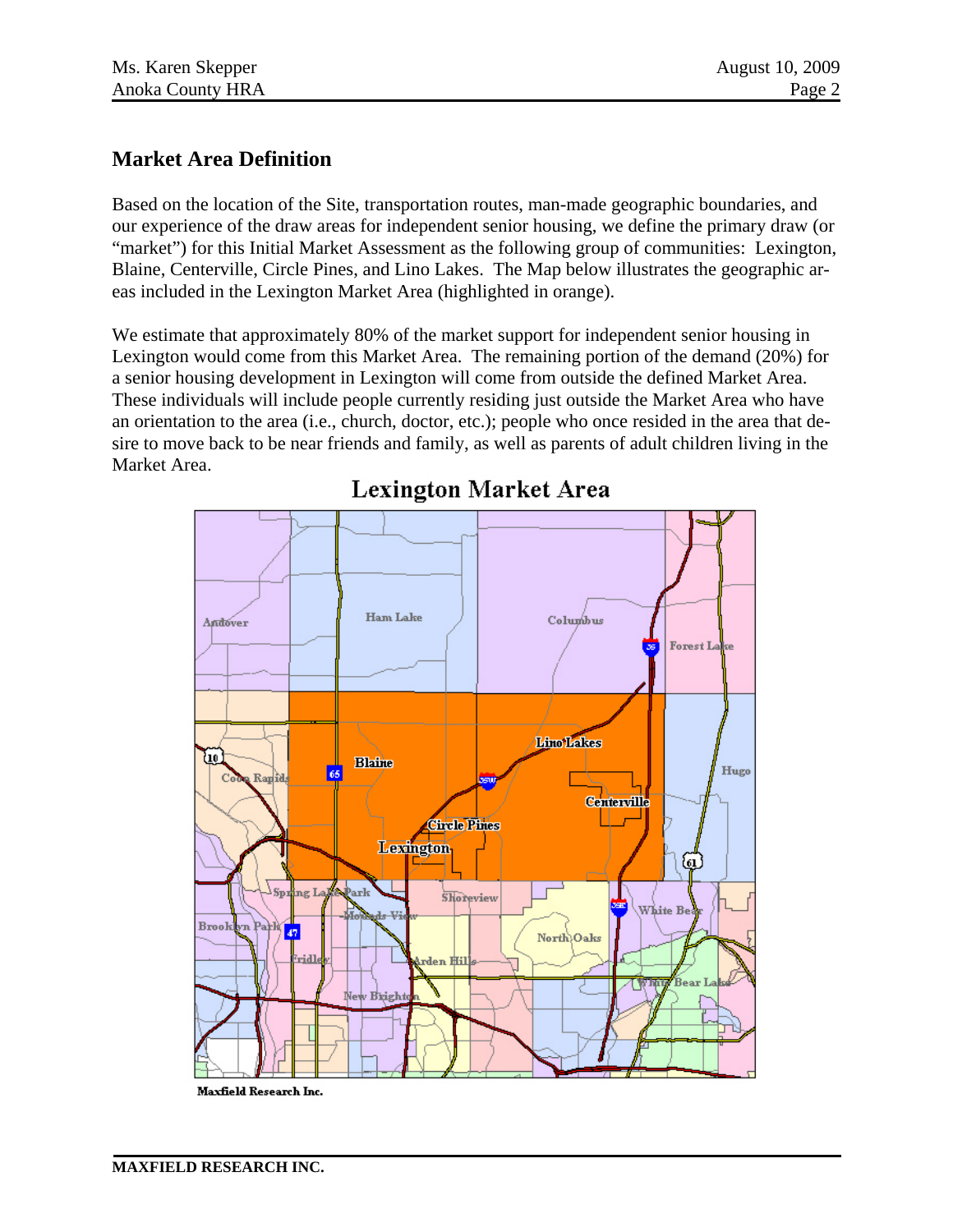## Market Area Definition

Based on the location of the Site, transportation routes, man-made geographic boundaries, and our experience of the draw areas for independent senior housing, we define the primary draw (or "market") for this Initial Market Assessment as the following group of communities: Lexington, Blaine, Centerville, Circle Pines, and Lino Lakes. The Map below illustrates the geographic areas included in the Lexington Market Area (highlighted in orange).

We estimate that approximately 80% of the market support for independent senior housing in Lexington would come from this Market Area. The remaining portion of the demand (20%) for a senior housing development in Lexington will come from outside the defined Market Area. These individuals will include people currently residing just outside the Market Area who have an orientation to the area (i.e., church, doctor, etc.); people who once resided in the area that desire to move back to be near friends and family, as well as parents of adult children living in the Market Area.

**Lexington Market Area**

Maxfield Research Inc.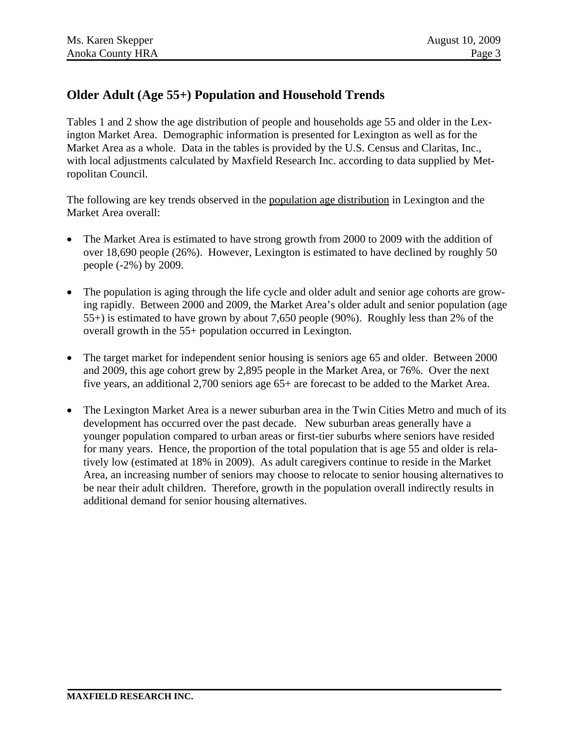## Older Adult (Age 55+) Population and Household Trends

Tables 1 and 2 show the age distribution of people and households age 55 and older in the Lexington Market Area. Demographic information is presented for Lexington as well as for the Market Area as a whole. Data in the tables is provided by the U.S. Census and Claritas, Inc., with local adjustments calculated by Maxfield Research Inc. according to data supplied by Metropolitan Council.

The following are key trends observed in the population age distribution in Lexington and the Market Area overall:

- The Market Area is estimated to have strong growth from 2000 to 2009 with the addition of over 18,690 people (26%). However, Lexington is estimated to have declined by roughly 50 people (-2%) by 2009.
- The population is aging through the life cycle and older adult and senior age cohorts are growing rapidly. Between 2000 and 2009, the Market Area's older adult and senior population (age 55+) is estimated to have grown by about 7,650 people (90%). Roughly less than 2% of the overall growth in the 55+ population occurred in Lexington.
- The target market for independent senior housing is seniors age 65 and older. Between 2000 and 2009, this age cohort grew by 2,895 people in the Market Area, or 76%. Over the next five years, an additional 2,700 seniors age 65+ are forecast to be added to the Market Area.
- The Lexington Market Area is a newer suburban area in the Twin Cities Metro and much of its development has occurred over the past decade. New suburban areas generally have a younger population compared to urban areas or first-tier suburbs where seniors have resided for many years. Hence, the proportion of the total population that is age 55 and older is relatively low (estimated at 18% in 2009). As adult caregivers continue to reside in the Market Area, an increasing number of seniors may choose to relocate to senior housing alternatives to be near their adult children. Therefore, growth in the population overall indirectly results in additional demand for senior housing alternatives.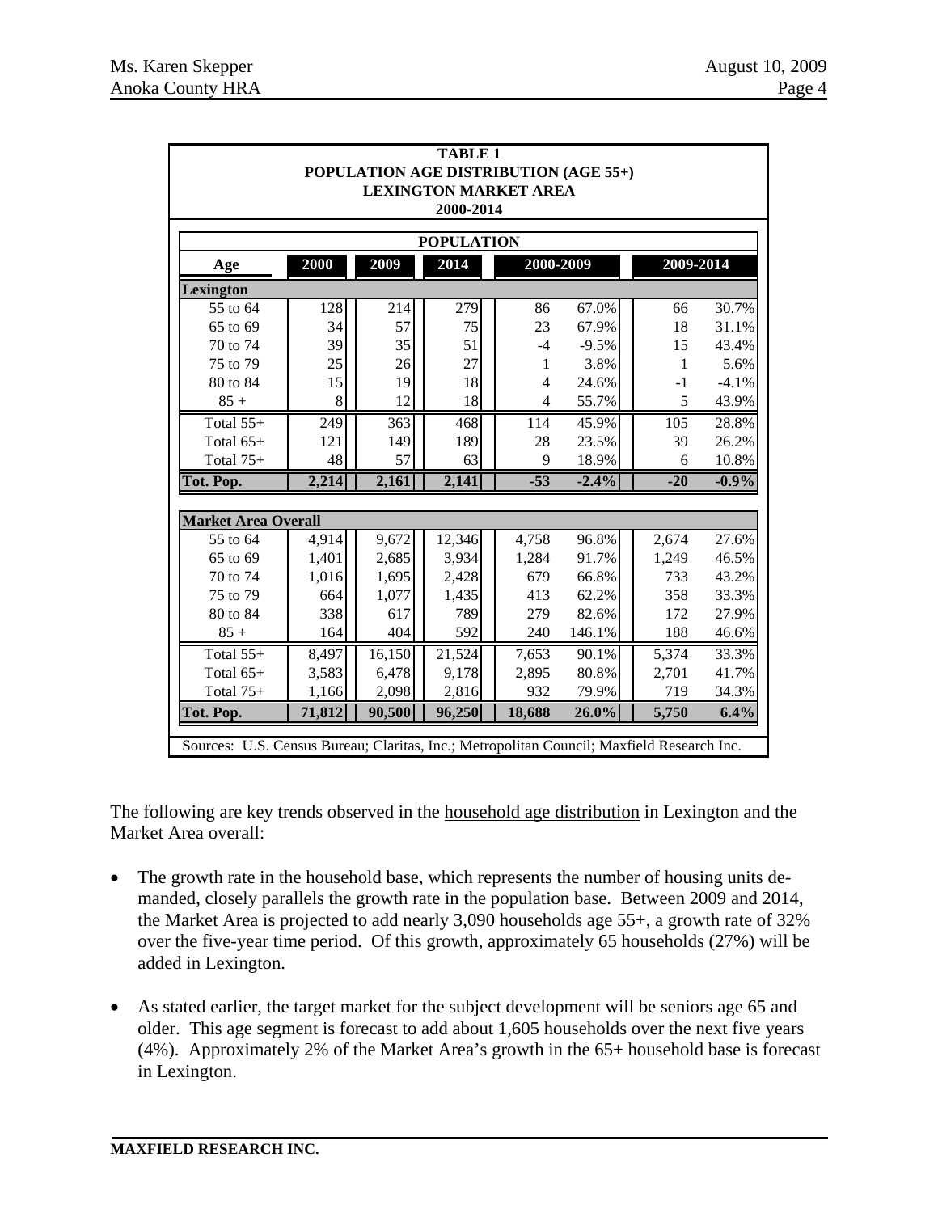**TABLE 1**
**POPULATION AGE DISTRIBUTION (AGE 55+)**
**LEXINGTON MARKET AREA**
**2000-2014**

| POPULATION | | | | | | | |
|---|---|---|---|---|---|---|---|
| **Age** | **2000** | **2009** | **2014** | **2000-2009** | | **2009-2014** | |
| **Lexington** | | | | | | | |
| 55 to 64 | 128 | 214 | 279 | 86 | 67.0% | 66 | 30.7% |
| 65 to 69 | 34 | 57 | 75 | 23 | 67.9% | 18 | 31.1% |
| 70 to 74 | 39 | 35 | 51 | -4 | -9.5% | 15 | 43.4% |
| 75 to 79 | 25 | 26 | 27 | 1 | 3.8% | 1 | 5.6% |
| 80 to 84 | 15 | 19 | 18 | 4 | 24.6% | -1 | -4.1% |
| 85 + | 8 | 12 | 18 | 4 | 55.7% | 5 | 43.9% |
| Total 55+ | 249 | 363 | 468 | 114 | 45.9% | 105 | 28.8% |
| Total 65+ | 121 | 149 | 189 | 28 | 23.5% | 39 | 26.2% |
| Total 75+ | 48 | 57 | 63 | 9 | 18.9% | 6 | 10.8% |
| **Tot. Pop.** | **2,214** | **2,161** | **2,141** | **-53** | **-2.4%** | **-20** | **-0.9%** |
| **Market Area Overall** | | | | | | | |
| 55 to 64 | 4,914 | 9,672 | 12,346 | 4,758 | 96.8% | 2,674 | 27.6% |
| 65 to 69 | 1,401 | 2,685 | 3,934 | 1,284 | 91.7% | 1,249 | 46.5% |
| 70 to 74 | 1,016 | 1,695 | 2,428 | 679 | 66.8% | 733 | 43.2% |
| 75 to 79 | 664 | 1,077 | 1,435 | 413 | 62.2% | 358 | 33.3% |
| 80 to 84 | 338 | 617 | 789 | 279 | 82.6% | 172 | 27.9% |
| 85 + | 164 | 404 | 592 | 240 | 146.1% | 188 | 46.6% |
| Total 55+ | 8,497 | 16,150 | 21,524 | 7,653 | 90.1% | 5,374 | 33.3% |
| Total 65+ | 3,583 | 6,478 | 9,178 | 2,895 | 80.8% | 2,701 | 41.7% |
| Total 75+ | 1,166 | 2,098 | 2,816 | 932 | 79.9% | 719 | 34.3% |
| **Tot. Pop.** | **71,812** | **90,500** | **96,250** | **18,688** | **26.0%** | **5,750** | **6.4%** |

Sources: U.S. Census Bureau; Claritas, Inc.; Metropolitan Council; Maxfield Research Inc.

The following are key trends observed in the household age distribution in Lexington and the Market Area overall:

- The growth rate in the household base, which represents the number of housing units demanded, closely parallels the growth rate in the population base. Between 2009 and 2014, the Market Area is projected to add nearly 3,090 households age 55+, a growth rate of 32% over the five-year time period. Of this growth, approximately 65 households (27%) will be added in Lexington.

- As stated earlier, the target market for the subject development will be seniors age 65 and older. This age segment is forecast to add about 1,605 households over the next five years (4%). Approximately 2% of the Market Area's growth in the 65+ household base is forecast in Lexington.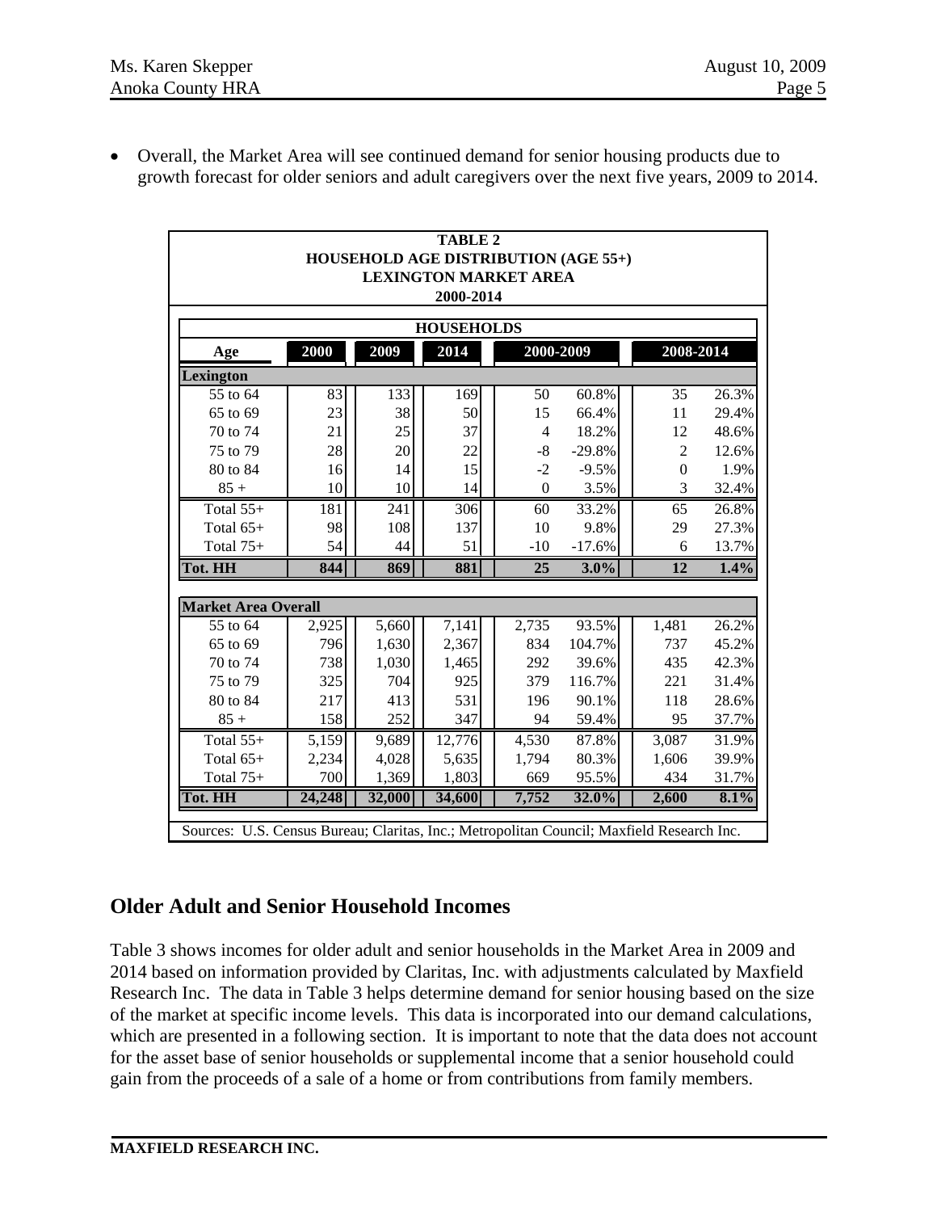- Overall, the Market Area will see continued demand for senior housing products due to growth forecast for older seniors and adult caregivers over the next five years, 2009 to 2014.

**TABLE 2**
**HOUSEHOLD AGE DISTRIBUTION (AGE 55+)**
**LEXINGTON MARKET AREA**
**2000-2014**

| HOUSEHOLDS | | | | | | | |
|---|---|---|---|---|---|---|---|
| **Age** | **2000** | **2009** | **2014** | **2000-2009** | | **2008-2014** | |
| **Lexington** | | | | | | | |
| 55 to 64 | 83 | 133 | 169 | 50 | 60.8% | 35 | 26.3% |
| 65 to 69 | 23 | 38 | 50 | 15 | 66.4% | 11 | 29.4% |
| 70 to 74 | 21 | 25 | 37 | 4 | 18.2% | 12 | 48.6% |
| 75 to 79 | 28 | 20 | 22 | -8 | -29.8% | 2 | 12.6% |
| 80 to 84 | 16 | 14 | 15 | -2 | -9.5% | 0 | 1.9% |
| 85 + | 10 | 10 | 14 | 0 | 3.5% | 3 | 32.4% |
| Total 55+ | 181 | 241 | 306 | 60 | 33.2% | 65 | 26.8% |
| Total 65+ | 98 | 108 | 137 | 10 | 9.8% | 29 | 27.3% |
| Total 75+ | 54 | 44 | 51 | -10 | -17.6% | 6 | 13.7% |
| **Tot. HH** | **844** | **869** | **881** | **25** | **3.0%** | **12** | **1.4%** |
| **Market Area Overall** | | | | | | | |
| 55 to 64 | 2,925 | 5,660 | 7,141 | 2,735 | 93.5% | 1,481 | 26.2% |
| 65 to 69 | 796 | 1,630 | 2,367 | 834 | 104.7% | 737 | 45.2% |
| 70 to 74 | 738 | 1,030 | 1,465 | 292 | 39.6% | 435 | 42.3% |
| 75 to 79 | 325 | 704 | 925 | 379 | 116.7% | 221 | 31.4% |
| 80 to 84 | 217 | 413 | 531 | 196 | 90.1% | 118 | 28.6% |
| 85 + | 158 | 252 | 347 | 94 | 59.4% | 95 | 37.7% |
| Total 55+ | 5,159 | 9,689 | 12,776 | 4,530 | 87.8% | 3,087 | 31.9% |
| Total 65+ | 2,234 | 4,028 | 5,635 | 1,794 | 80.3% | 1,606 | 39.9% |
| Total 75+ | 700 | 1,369 | 1,803 | 669 | 95.5% | 434 | 31.7% |
| **Tot. HH** | **24,248** | **32,000** | **34,600** | **7,752** | **32.0%** | **2,600** | **8.1%** |

Sources: U.S. Census Bureau; Claritas, Inc.; Metropolitan Council; Maxfield Research Inc.

## Older Adult and Senior Household Incomes

Table 3 shows incomes for older adult and senior households in the Market Area in 2009 and 2014 based on information provided by Claritas, Inc. with adjustments calculated by Maxfield Research Inc. The data in Table 3 helps determine demand for senior housing based on the size of the market at specific income levels. This data is incorporated into our demand calculations, which are presented in a following section. It is important to note that the data does not account for the asset base of senior households or supplemental income that a senior household could gain from the proceeds of a sale of a home or from contributions from family members.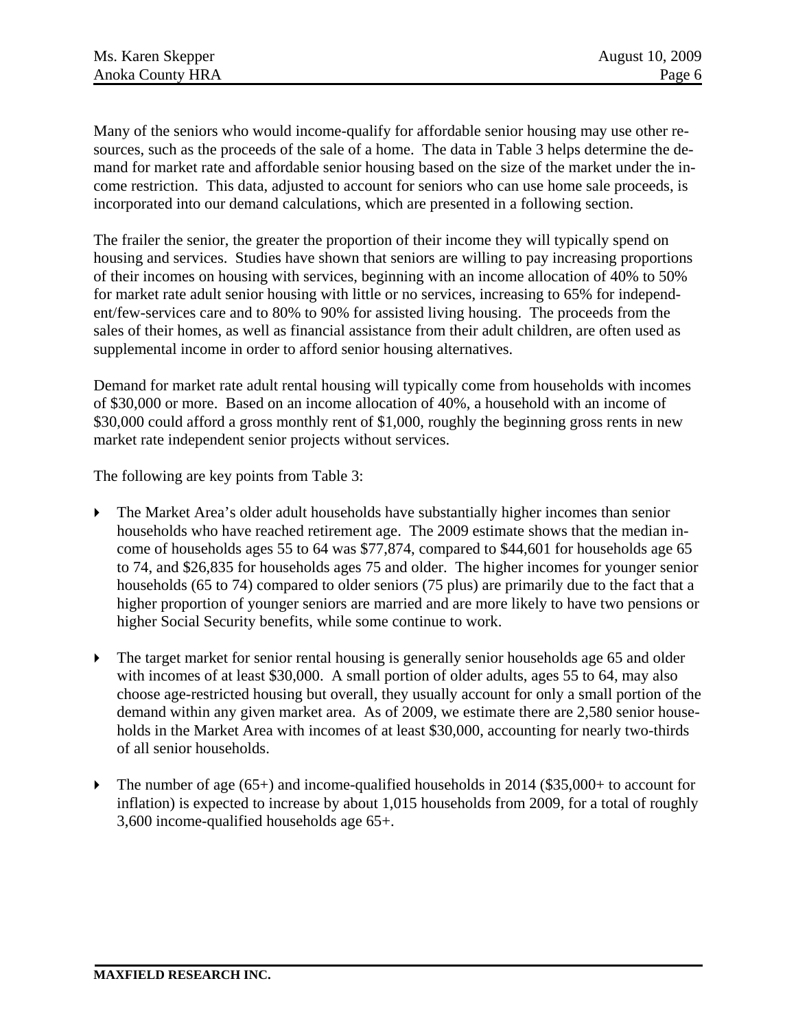Many of the seniors who would income-qualify for affordable senior housing may use other resources, such as the proceeds of the sale of a home. The data in Table 3 helps determine the demand for market rate and affordable senior housing based on the size of the market under the income restriction. This data, adjusted to account for seniors who can use home sale proceeds, is incorporated into our demand calculations, which are presented in a following section.

The frailer the senior, the greater the proportion of their income they will typically spend on housing and services. Studies have shown that seniors are willing to pay increasing proportions of their incomes on housing with services, beginning with an income allocation of 40% to 50% for market rate adult senior housing with little or no services, increasing to 65% for independent/few-services care and to 80% to 90% for assisted living housing. The proceeds from the sales of their homes, as well as financial assistance from their adult children, are often used as supplemental income in order to afford senior housing alternatives.

Demand for market rate adult rental housing will typically come from households with incomes of $30,000 or more. Based on an income allocation of 40%, a household with an income of $30,000 could afford a gross monthly rent of $1,000, roughly the beginning gross rents in new market rate independent senior projects without services.

The following are key points from Table 3:

- The Market Area's older adult households have substantially higher incomes than senior households who have reached retirement age. The 2009 estimate shows that the median income of households ages 55 to 64 was $77,874, compared to $44,601 for households age 65 to 74, and $26,835 for households ages 75 and older. The higher incomes for younger senior households (65 to 74) compared to older seniors (75 plus) are primarily due to the fact that a higher proportion of younger seniors are married and are more likely to have two pensions or higher Social Security benefits, while some continue to work.

- The target market for senior rental housing is generally senior households age 65 and older with incomes of at least $30,000. A small portion of older adults, ages 55 to 64, may also choose age-restricted housing but overall, they usually account for only a small portion of the demand within any given market area. As of 2009, we estimate there are 2,580 senior households in the Market Area with incomes of at least $30,000, accounting for nearly two-thirds of all senior households.

- The number of age (65+) and income-qualified households in 2014 ($35,000+ to account for inflation) is expected to increase by about 1,015 households from 2009, for a total of roughly 3,600 income-qualified households age 65+.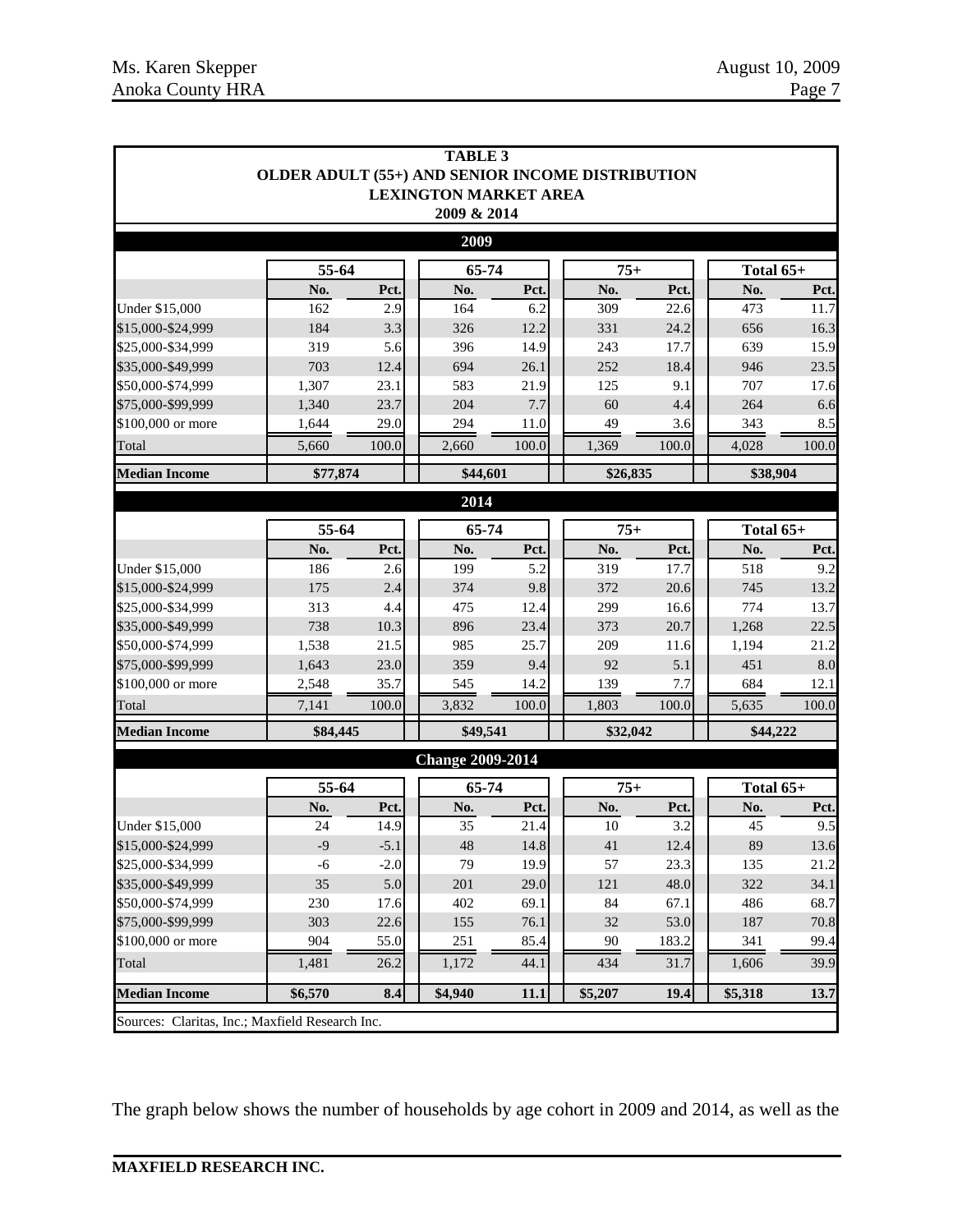**TABLE 3**
**OLDER ADULT (55+) AND SENIOR INCOME DISTRIBUTION**
**LEXINGTON MARKET AREA**
**2009 & 2014**

| | 55-64 | | 65-74 | | 75+ | | Total 65+ | |
|---|---|---|---|---|---|---|---|---|
| **2009** | | | | | | | | |
| | **No.** | **Pct.** | **No.** | **Pct.** | **No.** | **Pct.** | **No.** | **Pct.** |
| Under $15,000 | 162 | 2.9 | 164 | 6.2 | 309 | 22.6 | 473 | 11.7 |
| $15,000-$24,999 | 184 | 3.3 | 326 | 12.2 | 331 | 24.2 | 656 | 16.3 |
| $25,000-$34,999 | 319 | 5.6 | 396 | 14.9 | 243 | 17.7 | 639 | 15.9 |
| $35,000-$49,999 | 703 | 12.4 | 694 | 26.1 | 252 | 18.4 | 946 | 23.5 |
| $50,000-$74,999 | 1,307 | 23.1 | 583 | 21.9 | 125 | 9.1 | 707 | 17.6 |
| $75,000-$99,999 | 1,340 | 23.7 | 204 | 7.7 | 60 | 4.4 | 264 | 6.6 |
| $100,000 or more | 1,644 | 29.0 | 294 | 11.0 | 49 | 3.6 | 343 | 8.5 |
| Total | 5,660 | 100.0 | 2,660 | 100.0 | 1,369 | 100.0 | 4,028 | 100.0 |
| **Median Income** | **$77,874** | | **$44,601** | | **$26,835** | | **$38,904** | |
| **2014** | | | | | | | | |
| | **No.** | **Pct.** | **No.** | **Pct.** | **No.** | **Pct.** | **No.** | **Pct.** |
| Under $15,000 | 186 | 2.6 | 199 | 5.2 | 319 | 17.7 | 518 | 9.2 |
| $15,000-$24,999 | 175 | 2.4 | 374 | 9.8 | 372 | 20.6 | 745 | 13.2 |
| $25,000-$34,999 | 313 | 4.4 | 475 | 12.4 | 299 | 16.6 | 774 | 13.7 |
| $35,000-$49,999 | 738 | 10.3 | 896 | 23.4 | 373 | 20.7 | 1,268 | 22.5 |
| $50,000-$74,999 | 1,538 | 21.5 | 985 | 25.7 | 209 | 11.6 | 1,194 | 21.2 |
| $75,000-$99,999 | 1,643 | 23.0 | 359 | 9.4 | 92 | 5.1 | 451 | 8.0 |
| $100,000 or more | 2,548 | 35.7 | 545 | 14.2 | 139 | 7.7 | 684 | 12.1 |
| Total | 7,141 | 100.0 | 3,832 | 100.0 | 1,803 | 100.0 | 5,635 | 100.0 |
| **Median Income** | **$84,445** | | **$49,541** | | **$32,042** | | **$44,222** | |
| **Change 2009-2014** | | | | | | | | |
| | **No.** | **Pct.** | **No.** | **Pct.** | **No.** | **Pct.** | **No.** | **Pct.** |
| Under $15,000 | 24 | 14.9 | 35 | 21.4 | 10 | 3.2 | 45 | 9.5 |
| $15,000-$24,999 | -9 | -5.1 | 48 | 14.8 | 41 | 12.4 | 89 | 13.6 |
| $25,000-$34,999 | -6 | -2.0 | 79 | 19.9 | 57 | 23.3 | 135 | 21.2 |
| $35,000-$49,999 | 35 | 5.0 | 201 | 29.0 | 121 | 48.0 | 322 | 34.1 |
| $50,000-$74,999 | 230 | 17.6 | 402 | 69.1 | 84 | 67.1 | 486 | 68.7 |
| $75,000-$99,999 | 303 | 22.6 | 155 | 76.1 | 32 | 53.0 | 187 | 70.8 |
| $100,000 or more | 904 | 55.0 | 251 | 85.4 | 90 | 183.2 | 341 | 99.4 |
| Total | 1,481 | 26.2 | 1,172 | 44.1 | 434 | 31.7 | 1,606 | 39.9 |
| **Median Income** | **$6,570** | **8.4** | **$4,940** | **11.1** | **$5,207** | **19.4** | **$5,318** | **13.7** |

Sources: Claritas, Inc.; Maxfield Research Inc.

The graph below shows the number of households by age cohort in 2009 and 2014, as well as the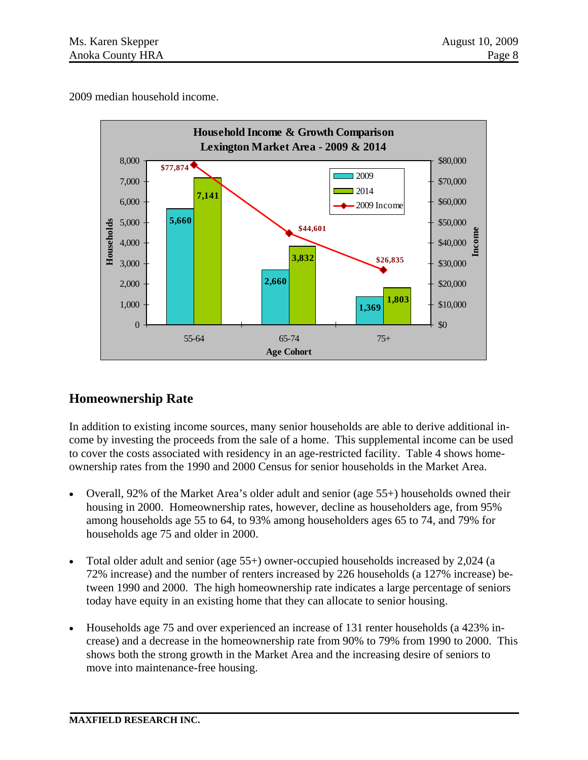2009 median household income.

**Household Income & Growth Comparison**
**Lexington Market Area - 2009 & 2014**

| Age Cohort | 2009 Households | 2014 Households | 2009 Income |
|---|---|---|---|
| 55-64 | 5,660 | 7,141 | $77,874 |
| 65-74 | 2,660 | 3,832 | $44,601 |
| 75+ | 1,369 | 1,803 | $26,835 |

## Homeownership Rate

In addition to existing income sources, many senior households are able to derive additional income by investing the proceeds from the sale of a home. This supplemental income can be used to cover the costs associated with residency in an age-restricted facility. Table 4 shows homeownership rates from the 1990 and 2000 Census for senior households in the Market Area.

- Overall, 92% of the Market Area's older adult and senior (age 55+) households owned their housing in 2000. Homeownership rates, however, decline as householders age, from 95% among households age 55 to 64, to 93% among householders ages 65 to 74, and 79% for households age 75 and older in 2000.

- Total older adult and senior (age 55+) owner-occupied households increased by 2,024 (a 72% increase) and the number of renters increased by 226 households (a 127% increase) between 1990 and 2000. The high homeownership rate indicates a large percentage of seniors today have equity in an existing home that they can allocate to senior housing.

- Households age 75 and over experienced an increase of 131 renter households (a 423% increase) and a decrease in the homeownership rate from 90% to 79% from 1990 to 2000. This shows both the strong growth in the Market Area and the increasing desire of seniors to move into maintenance-free housing.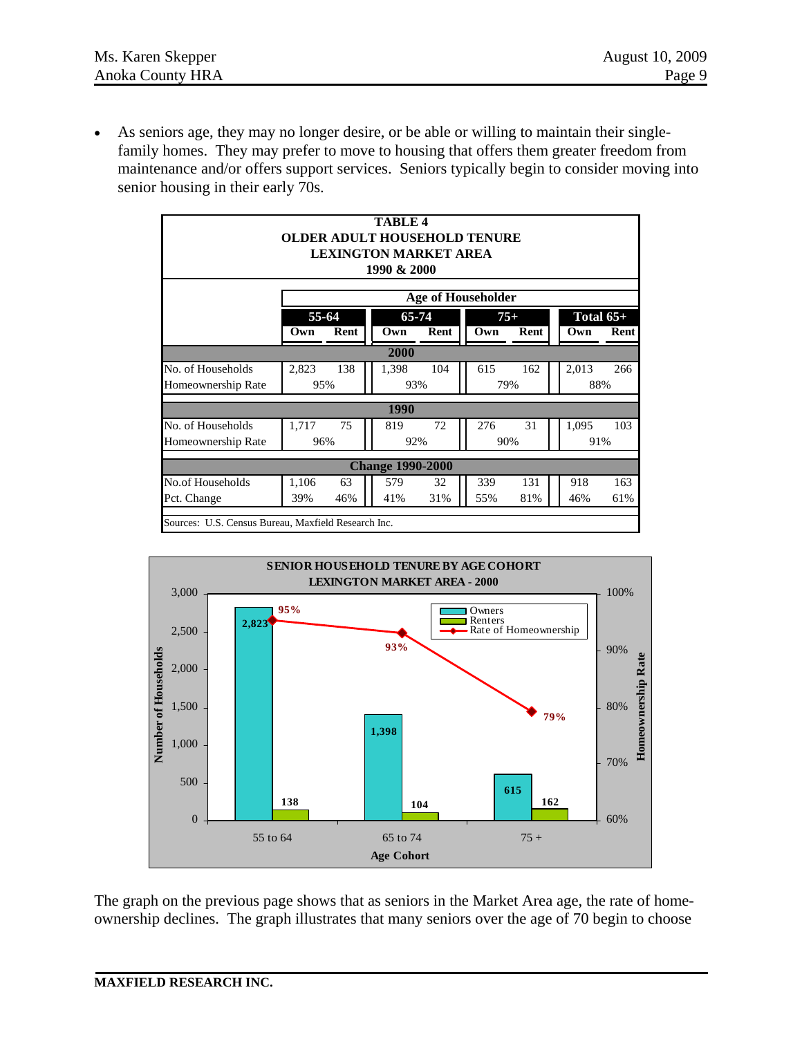- As seniors age, they may no longer desire, or be able or willing to maintain their single-family homes. They may prefer to move to housing that offers them greater freedom from maintenance and/or offers support services. Seniors typically begin to consider moving into senior housing in their early 70s.

**TABLE 4**
**OLDER ADULT HOUSEHOLD TENURE**
**LEXINGTON MARKET AREA**
**1990 & 2000**

| | Age of Householder | | | | | | | |
|---|---|---|---|---|---|---|---|---|
| | 55-64 | | 65-74 | | 75+ | | Total 65+ | |
| | Own | Rent | Own | Rent | Own | Rent | Own | Rent |
| **2000** | | | | | | | | |
| No. of Households | 2,823 | 138 | 1,398 | 104 | 615 | 162 | 2,013 | 266 |
| Homeownership Rate | 95% | | 93% | | 79% | | 88% | |
| **1990** | | | | | | | | |
| No. of Households | 1,717 | 75 | 819 | 72 | 276 | 31 | 1,095 | 103 |
| Homeownership Rate | 96% | | 92% | | 90% | | 91% | |
| **Change 1990-2000** | | | | | | | | |
| No.of Households | 1,106 | 63 | 579 | 32 | 339 | 131 | 918 | 163 |
| Pct. Change | 39% | 46% | 41% | 31% | 55% | 81% | 46% | 61% |

Sources: U.S. Census Bureau, Maxfield Research Inc.

**SENIOR HOUSEHOLD TENURE BY AGE COHORT**
**LEXINGTON MARKET AREA - 2000**

| Age Cohort | Owners | Renters | Rate of Homeownership |
|---|---|---|---|
| 55 to 64 | 2,823 | 138 | 95% |
| 65 to 74 | 1,398 | 104 | 93% |
| 75 + | 615 | 162 | 79% |

The graph on the previous page shows that as seniors in the Market Area age, the rate of home-ownership declines. The graph illustrates that many seniors over the age of 70 begin to choose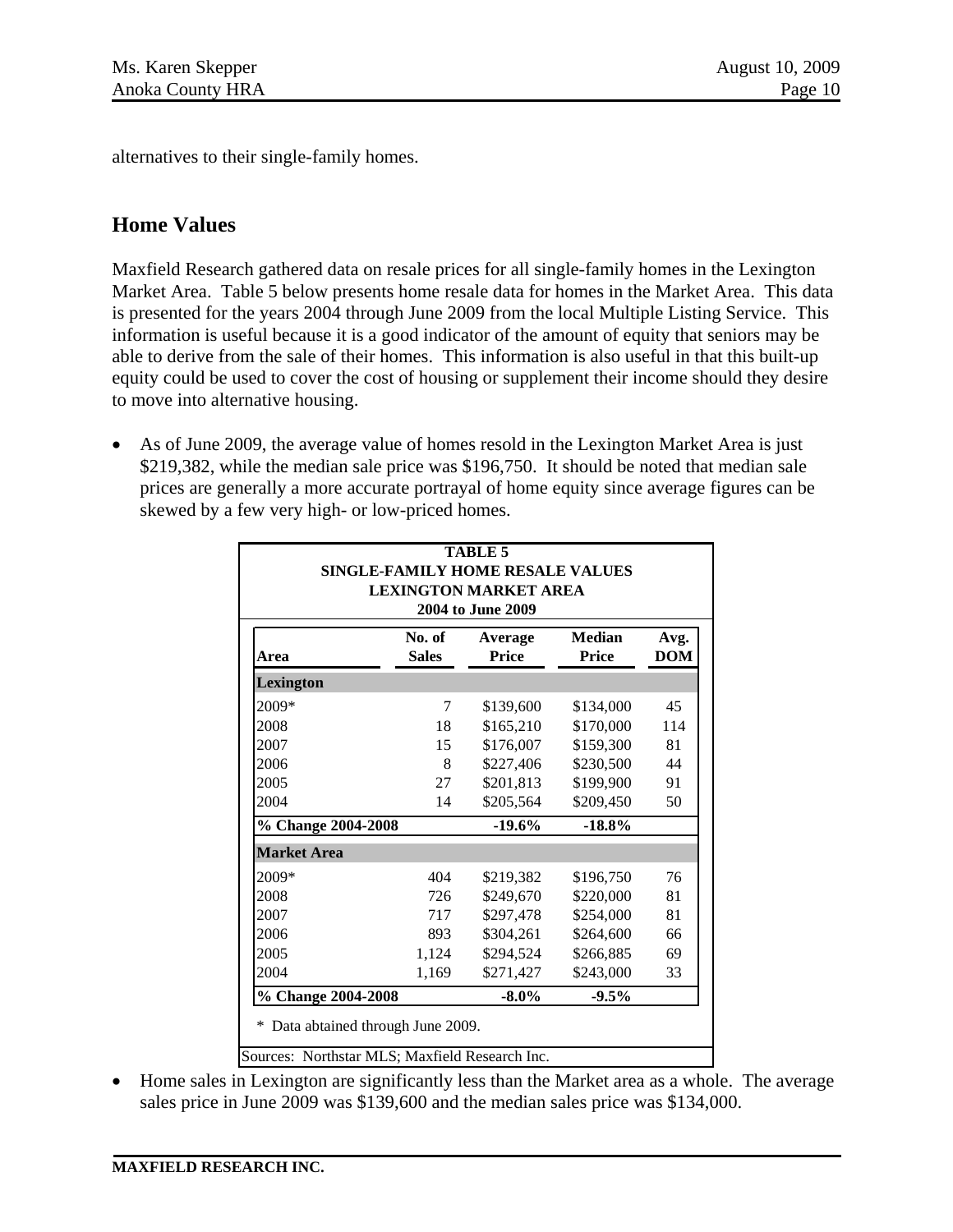alternatives to their single-family homes.

## Home Values

Maxfield Research gathered data on resale prices for all single-family homes in the Lexington Market Area. Table 5 below presents home resale data for homes in the Market Area. This data is presented for the years 2004 through June 2009 from the local Multiple Listing Service. This information is useful because it is a good indicator of the amount of equity that seniors may be able to derive from the sale of their homes. This information is also useful in that this built-up equity could be used to cover the cost of housing or supplement their income should they desire to move into alternative housing.

- As of June 2009, the average value of homes resold in the Lexington Market Area is just $219,382, while the median sale price was $196,750. It should be noted that median sale prices are generally a more accurate portrayal of home equity since average figures can be skewed by a few very high- or low-priced homes.

**TABLE 5**
**SINGLE-FAMILY HOME RESALE VALUES**
**LEXINGTON MARKET AREA**
**2004 to June 2009**

| Area | No. of Sales | Average Price | Median Price | Avg. DOM |
|---|---|---|---|---|
| **Lexington** | | | | |
| 2009* | 7 | $139,600 | $134,000 | 45 |
| 2008 | 18 | $165,210 | $170,000 | 114 |
| 2007 | 15 | $176,007 | $159,300 | 81 |
| 2006 | 8 | $227,406 | $230,500 | 44 |
| 2005 | 27 | $201,813 | $199,900 | 91 |
| 2004 | 14 | $205,564 | $209,450 | 50 |
| **% Change 2004-2008** | | **-19.6%** | **-18.8%** | |
| **Market Area** | | | | |
| 2009* | 404 | $219,382 | $196,750 | 76 |
| 2008 | 726 | $249,670 | $220,000 | 81 |
| 2007 | 717 | $297,478 | $254,000 | 81 |
| 2006 | 893 | $304,261 | $264,600 | 66 |
| 2005 | 1,124 | $294,524 | $266,885 | 69 |
| 2004 | 1,169 | $271,427 | $243,000 | 33 |
| **% Change 2004-2008** | | **-8.0%** | **-9.5%** | |

\* Data abtained through June 2009.

Sources: Northstar MLS; Maxfield Research Inc.

- Home sales in Lexington are significantly less than the Market area as a whole. The average sales price in June 2009 was $139,600 and the median sales price was $134,000.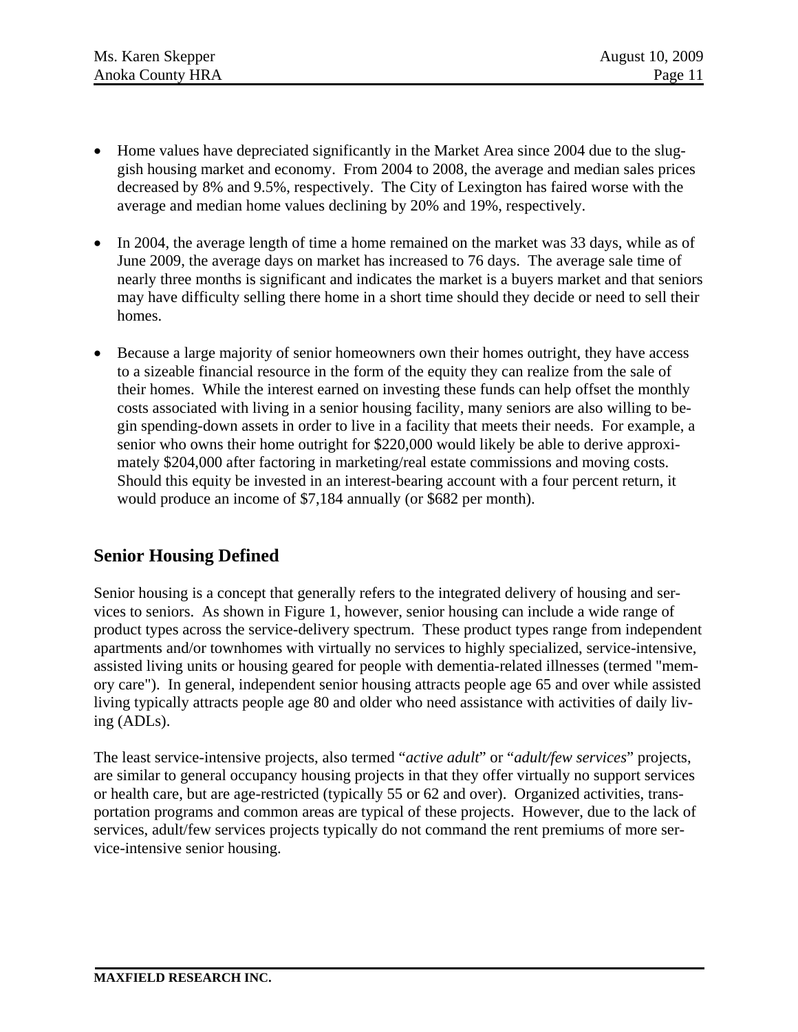- Home values have depreciated significantly in the Market Area since 2004 due to the sluggish housing market and economy. From 2004 to 2008, the average and median sales prices decreased by 8% and 9.5%, respectively. The City of Lexington has faired worse with the average and median home values declining by 20% and 19%, respectively.

- In 2004, the average length of time a home remained on the market was 33 days, while as of June 2009, the average days on market has increased to 76 days. The average sale time of nearly three months is significant and indicates the market is a buyers market and that seniors may have difficulty selling there home in a short time should they decide or need to sell their homes.

- Because a large majority of senior homeowners own their homes outright, they have access to a sizeable financial resource in the form of the equity they can realize from the sale of their homes. While the interest earned on investing these funds can help offset the monthly costs associated with living in a senior housing facility, many seniors are also willing to begin spending-down assets in order to live in a facility that meets their needs. For example, a senior who owns their home outright for $220,000 would likely be able to derive approximately $204,000 after factoring in marketing/real estate commissions and moving costs. Should this equity be invested in an interest-bearing account with a four percent return, it would produce an income of $7,184 annually (or $682 per month).

## Senior Housing Defined

Senior housing is a concept that generally refers to the integrated delivery of housing and services to seniors. As shown in Figure 1, however, senior housing can include a wide range of product types across the service-delivery spectrum. These product types range from independent apartments and/or townhomes with virtually no services to highly specialized, service-intensive, assisted living units or housing geared for people with dementia-related illnesses (termed "memory care"). In general, independent senior housing attracts people age 65 and over while assisted living typically attracts people age 80 and older who need assistance with activities of daily living (ADLs).

The least service-intensive projects, also termed "*active adult*" or "*adult/few services*" projects, are similar to general occupancy housing projects in that they offer virtually no support services or health care, but are age-restricted (typically 55 or 62 and over). Organized activities, transportation programs and common areas are typical of these projects. However, due to the lack of services, adult/few services projects typically do not command the rent premiums of more service-intensive senior housing.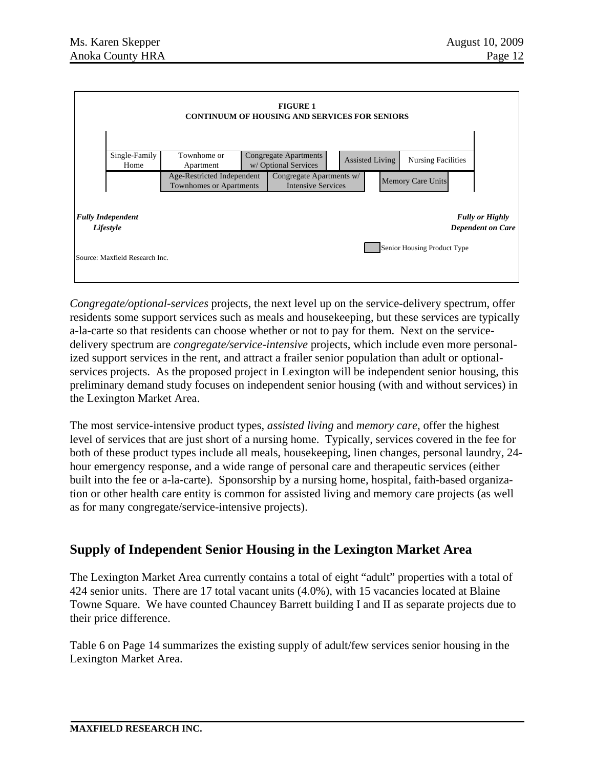**FIGURE 1**
**CONTINUUM OF HOUSING AND SERVICES FOR SENIORS**

| Single-Family Home | Townhome or Apartment | Congregate Apartments w/ Optional Services | Assisted Living | Nursing Facilities |
|---|---|---|---|---|
| | Age-Restricted Independent Townhomes or Apartments | Congregate Apartments w/ Intensive Services | Memory Care Units | |

*Fully Independent Lifestyle* → *Fully or Highly Dependent on Care*

Senior Housing Product Type

Source: Maxfield Research Inc.

*Congregate/optional-services* projects, the next level up on the service-delivery spectrum, offer residents some support services such as meals and housekeeping, but these services are typically a-la-carte so that residents can choose whether or not to pay for them. Next on the service-delivery spectrum are *congregate/service-intensive* projects, which include even more personalized support services in the rent, and attract a frailer senior population than adult or optional-services projects. As the proposed project in Lexington will be independent senior housing, this preliminary demand study focuses on independent senior housing (with and without services) in the Lexington Market Area.

The most service-intensive product types, *assisted living* and *memory care*, offer the highest level of services that are just short of a nursing home. Typically, services covered in the fee for both of these product types include all meals, housekeeping, linen changes, personal laundry, 24-hour emergency response, and a wide range of personal care and therapeutic services (either built into the fee or a-la-carte). Sponsorship by a nursing home, hospital, faith-based organization or other health care entity is common for assisted living and memory care projects (as well as for many congregate/service-intensive projects).

## Supply of Independent Senior Housing in the Lexington Market Area

The Lexington Market Area currently contains a total of eight "adult" properties with a total of 424 senior units. There are 17 total vacant units (4.0%), with 15 vacancies located at Blaine Towne Square. We have counted Chauncey Barrett building I and II as separate projects due to their price difference.

Table 6 on Page 14 summarizes the existing supply of adult/few services senior housing in the Lexington Market Area.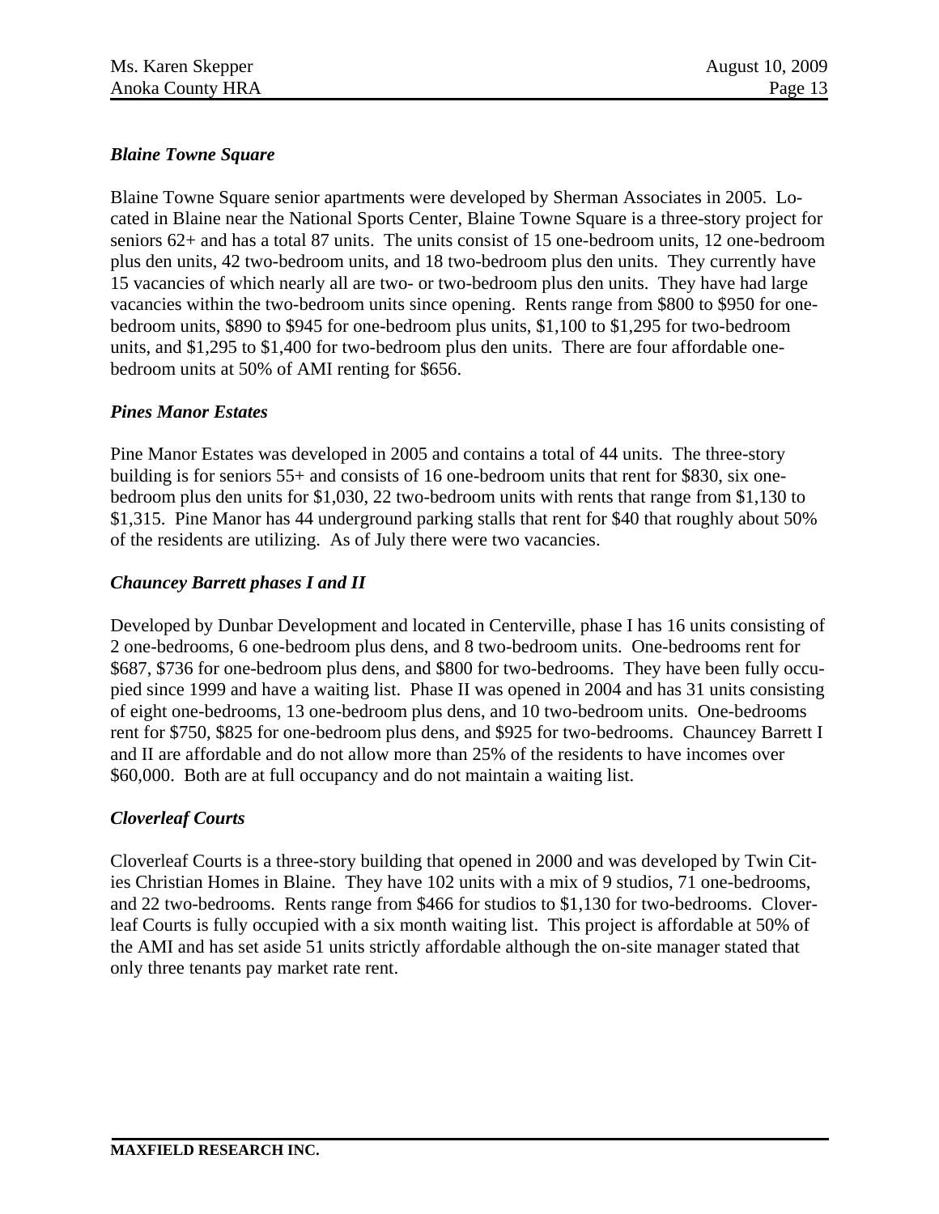### *Blaine Towne Square*

Blaine Towne Square senior apartments were developed by Sherman Associates in 2005. Located in Blaine near the National Sports Center, Blaine Towne Square is a three-story project for seniors 62+ and has a total 87 units. The units consist of 15 one-bedroom units, 12 one-bedroom plus den units, 42 two-bedroom units, and 18 two-bedroom plus den units. They currently have 15 vacancies of which nearly all are two- or two-bedroom plus den units. They have had large vacancies within the two-bedroom units since opening. Rents range from $800 to $950 for one-bedroom units, $890 to $945 for one-bedroom plus units, $1,100 to $1,295 for two-bedroom units, and $1,295 to $1,400 for two-bedroom plus den units. There are four affordable one-bedroom units at 50% of AMI renting for $656.

### *Pines Manor Estates*

Pine Manor Estates was developed in 2005 and contains a total of 44 units. The three-story building is for seniors 55+ and consists of 16 one-bedroom units that rent for $830, six one-bedroom plus den units for $1,030, 22 two-bedroom units with rents that range from $1,130 to $1,315. Pine Manor has 44 underground parking stalls that rent for $40 that roughly about 50% of the residents are utilizing. As of July there were two vacancies.

### *Chauncey Barrett phases I and II*

Developed by Dunbar Development and located in Centerville, phase I has 16 units consisting of 2 one-bedrooms, 6 one-bedroom plus dens, and 8 two-bedroom units. One-bedrooms rent for $687, $736 for one-bedroom plus dens, and $800 for two-bedrooms. They have been fully occupied since 1999 and have a waiting list. Phase II was opened in 2004 and has 31 units consisting of eight one-bedrooms, 13 one-bedroom plus dens, and 10 two-bedroom units. One-bedrooms rent for $750, $825 for one-bedroom plus dens, and $925 for two-bedrooms. Chauncey Barrett I and II are affordable and do not allow more than 25% of the residents to have incomes over $60,000. Both are at full occupancy and do not maintain a waiting list.

### *Cloverleaf Courts*

Cloverleaf Courts is a three-story building that opened in 2000 and was developed by Twin Cities Christian Homes in Blaine. They have 102 units with a mix of 9 studios, 71 one-bedrooms, and 22 two-bedrooms. Rents range from $466 for studios to $1,130 for two-bedrooms. Cloverleaf Courts is fully occupied with a six month waiting list. This project is affordable at 50% of the AMI and has set aside 51 units strictly affordable although the on-site manager stated that only three tenants pay market rate rent.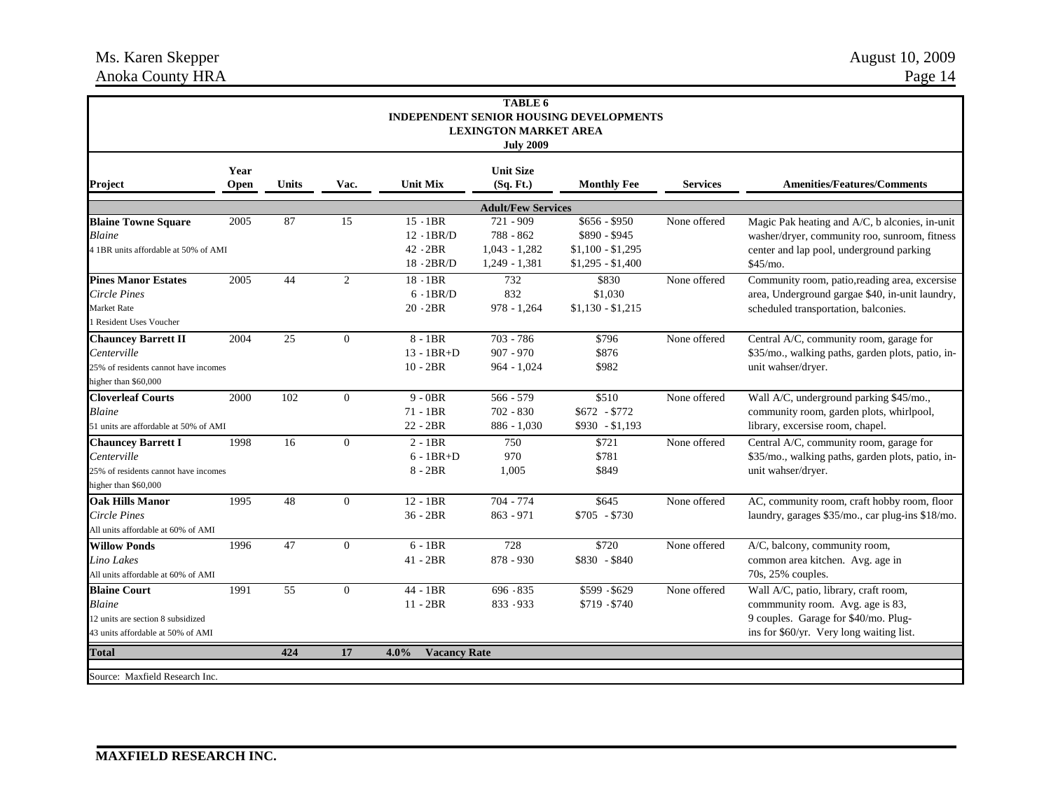**TABLE 6**
**INDEPENDENT SENIOR HOUSING DEVELOPMENTS**
**LEXINGTON MARKET AREA**
**July 2009**

| Project | Year Open | Units | Vac. | Unit Mix | Unit Size (Sq. Ft.) | Monthly Fee | Services | Amenities/Features/Comments |
|---|---|---|---|---|---|---|---|---|
| | | | | | **Adult/Few Services** | | | |
| **Blaine Towne Square**<br>*Blaine*<br>4 1BR units affordable at 50% of AMI | 2005 | 87 | 15 | 15 - 1BR<br>12 - 1BR/D<br>42 - 2BR<br>18 - 2BR/D | 721 - 909<br>788 - 862<br>1,043 - 1,282<br>1,249 - 1,381 | $656 - $950<br>$890 - $945<br>$1,100 - $1,295<br>$1,295 - $1,400 | None offered | Magic Pak heating and A/C, b alconies, in-unit washer/dryer, community roo, sunroom, fitness center and lap pool, underground parking $45/mo. |
| **Pines Manor Estates**<br>*Circle Pines*<br>Market Rate<br>1 Resident Uses Voucher | 2005 | 44 | 2 | 18 - 1BR<br>6 - 1BR/D<br>20 - 2BR | 732<br>832<br>978 - 1,264 | $830<br>$1,030<br>$1,130 - $1,215 | None offered | Community room, patio,reading area, excersise area, Underground gargae $40, in-unit laundry, scheduled transportation, balconies. |
| **Chauncey Barrett II**<br>*Centerville*<br>25% of residents cannot have incomes higher than $60,000 | 2004 | 25 | 0 | 8 - 1BR<br>13 - 1BR+D<br>10 - 2BR | 703 - 786<br>907 - 970<br>964 - 1,024 | $796<br>$876<br>$982 | None offered | Central A/C, community room, garage for $35/mo., walking paths, garden plots, patio, in-unit wahser/dryer. |
| **Cloverleaf Courts**<br>*Blaine*<br>51 units are affordable at 50% of AMI | 2000 | 102 | 0 | 9 - 0BR<br>71 - 1BR<br>22 - 2BR | 566 - 579<br>702 - 830<br>886 - 1,030 | $510<br>$672 - $772<br>$930 - $1,193 | None offered | Wall A/C, underground parking $45/mo., community room, garden plots, whirlpool, library, excersise room, chapel. |
| **Chauncey Barrett I**<br>*Centerville*<br>25% of residents cannot have incomes higher than $60,000 | 1998 | 16 | 0 | 2 - 1BR<br>6 - 1BR+D<br>8 - 2BR | 750<br>970<br>1,005 | $721<br>$781<br>$849 | None offered | Central A/C, community room, garage for $35/mo., walking paths, garden plots, patio, in-unit wahser/dryer. |
| **Oak Hills Manor**<br>*Circle Pines*<br>All units affordable at 60% of AMI | 1995 | 48 | 0 | 12 - 1BR<br>36 - 2BR | 704 - 774<br>863 - 971 | $645<br>$705 - $730 | None offered | AC, community room, craft hobby room, floor laundry, garages $35/mo., car plug-ins $18/mo. |
| **Willow Ponds**<br>*Lino Lakes*<br>All units affordable at 60% of AMI | 1996 | 47 | 0 | 6 - 1BR<br>41 - 2BR | 728<br>878 - 930 | $720<br>$830 - $840 | None offered | A/C, balcony, community room, common area kitchen. Avg. age in 70s, 25% couples. |
| **Blaine Court**<br>*Blaine*<br>12 units are section 8 subsidized<br>43 units affordable at 50% of AMI | 1991 | 55 | 0 | 44 - 1BR<br>11 - 2BR | 696 - 835<br>833 - 933 | $599 - $629<br>$719 - $740 | None offered | Wall A/C, patio, library, craft room, commmunity room. Avg. age is 83, 9 couples. Garage for $40/mo. Plug-ins for $60/yr. Very long waiting list. |
| **Total** | | **424** | **17** | **4.0% Vacancy Rate** | | | | |

Source: Maxfield Research Inc.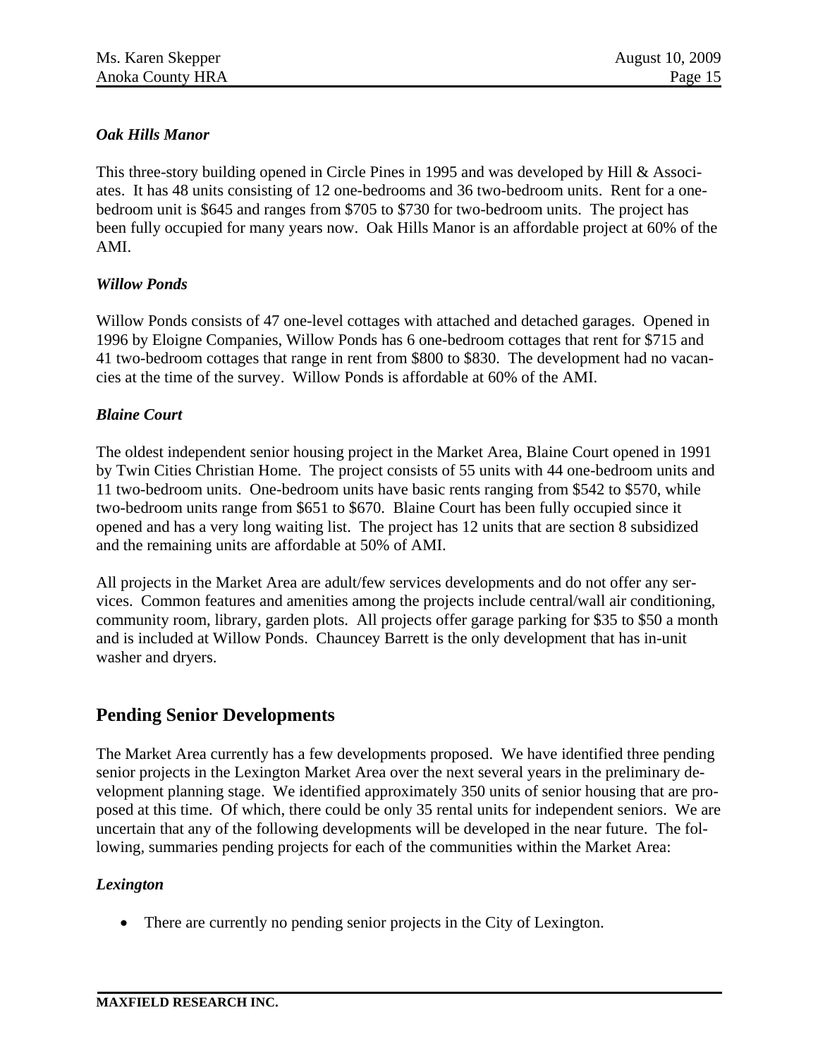### *Oak Hills Manor*

This three-story building opened in Circle Pines in 1995 and was developed by Hill & Associates. It has 48 units consisting of 12 one-bedrooms and 36 two-bedroom units. Rent for a one-bedroom unit is $645 and ranges from $705 to $730 for two-bedroom units. The project has been fully occupied for many years now. Oak Hills Manor is an affordable project at 60% of the AMI.

### *Willow Ponds*

Willow Ponds consists of 47 one-level cottages with attached and detached garages. Opened in 1996 by Eloigne Companies, Willow Ponds has 6 one-bedroom cottages that rent for $715 and 41 two-bedroom cottages that range in rent from $800 to $830. The development had no vacancies at the time of the survey. Willow Ponds is affordable at 60% of the AMI.

### *Blaine Court*

The oldest independent senior housing project in the Market Area, Blaine Court opened in 1991 by Twin Cities Christian Home. The project consists of 55 units with 44 one-bedroom units and 11 two-bedroom units. One-bedroom units have basic rents ranging from $542 to $570, while two-bedroom units range from $651 to $670. Blaine Court has been fully occupied since it opened and has a very long waiting list. The project has 12 units that are section 8 subsidized and the remaining units are affordable at 50% of AMI.

All projects in the Market Area are adult/few services developments and do not offer any services. Common features and amenities among the projects include central/wall air conditioning, community room, library, garden plots. All projects offer garage parking for $35 to $50 a month and is included at Willow Ponds. Chauncey Barrett is the only development that has in-unit washer and dryers.

## Pending Senior Developments

The Market Area currently has a few developments proposed. We have identified three pending senior projects in the Lexington Market Area over the next several years in the preliminary development planning stage. We identified approximately 350 units of senior housing that are proposed at this time. Of which, there could be only 35 rental units for independent seniors. We are uncertain that any of the following developments will be developed in the near future. The following, summaries pending projects for each of the communities within the Market Area:

### *Lexington*

- There are currently no pending senior projects in the City of Lexington.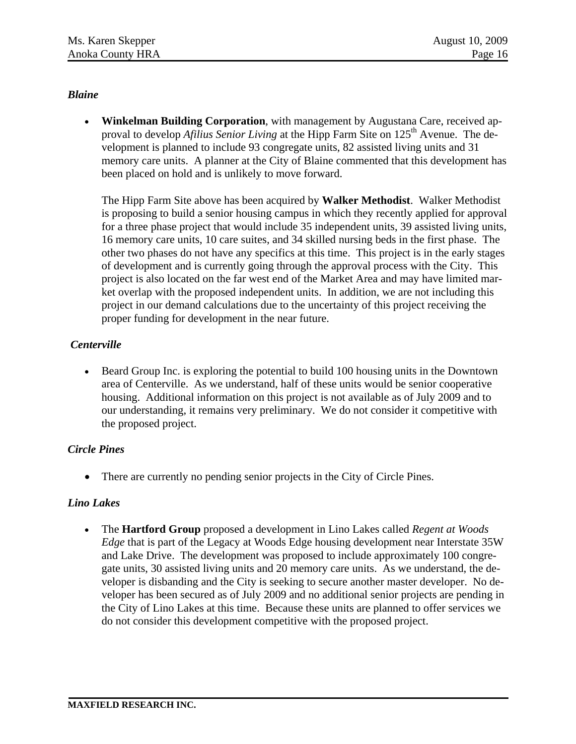### *Blaine*

- **Winkelman Building Corporation**, with management by Augustana Care, received approval to develop *Afilius Senior Living* at the Hipp Farm Site on 125th Avenue. The development is planned to include 93 congregate units, 82 assisted living units and 31 memory care units. A planner at the City of Blaine commented that this development has been placed on hold and is unlikely to move forward.

  The Hipp Farm Site above has been acquired by **Walker Methodist**. Walker Methodist is proposing to build a senior housing campus in which they recently applied for approval for a three phase project that would include 35 independent units, 39 assisted living units, 16 memory care units, 10 care suites, and 34 skilled nursing beds in the first phase. The other two phases do not have any specifics at this time. This project is in the early stages of development and is currently going through the approval process with the City. This project is also located on the far west end of the Market Area and may have limited market overlap with the proposed independent units. In addition, we are not including this project in our demand calculations due to the uncertainty of this project receiving the proper funding for development in the near future.

### *Centerville*

- Beard Group Inc. is exploring the potential to build 100 housing units in the Downtown area of Centerville. As we understand, half of these units would be senior cooperative housing. Additional information on this project is not available as of July 2009 and to our understanding, it remains very preliminary. We do not consider it competitive with the proposed project.

### *Circle Pines*

- There are currently no pending senior projects in the City of Circle Pines.

### *Lino Lakes*

- The **Hartford Group** proposed a development in Lino Lakes called *Regent at Woods Edge* that is part of the Legacy at Woods Edge housing development near Interstate 35W and Lake Drive. The development was proposed to include approximately 100 congregate units, 30 assisted living units and 20 memory care units. As we understand, the developer is disbanding and the City is seeking to secure another master developer. No developer has been secured as of July 2009 and no additional senior projects are pending in the City of Lino Lakes at this time. Because these units are planned to offer services we do not consider this development competitive with the proposed project.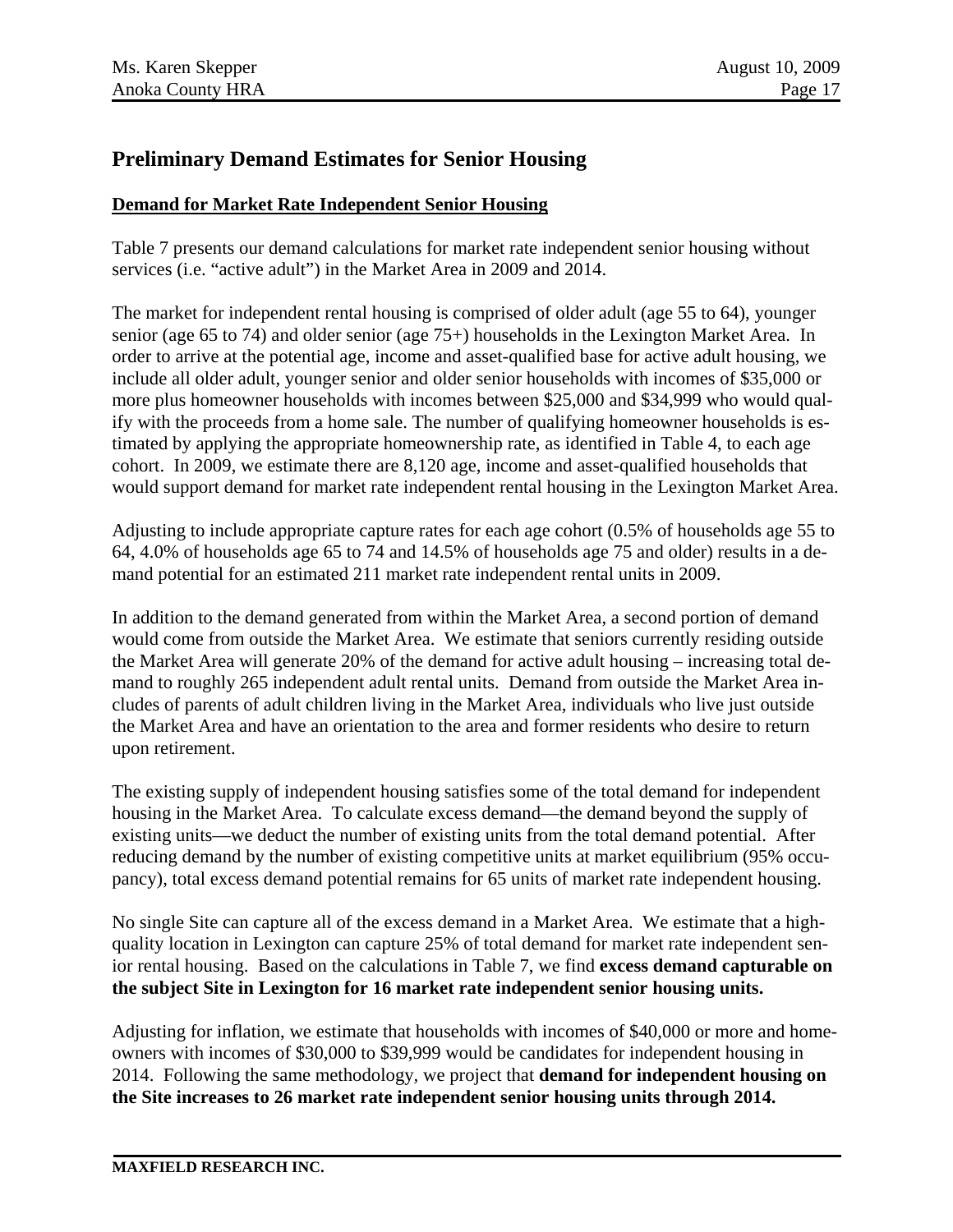## Preliminary Demand Estimates for Senior Housing

**Demand for Market Rate Independent Senior Housing**

Table 7 presents our demand calculations for market rate independent senior housing without services (i.e. "active adult") in the Market Area in 2009 and 2014.

The market for independent rental housing is comprised of older adult (age 55 to 64), younger senior (age 65 to 74) and older senior (age 75+) households in the Lexington Market Area. In order to arrive at the potential age, income and asset-qualified base for active adult housing, we include all older adult, younger senior and older senior households with incomes of $35,000 or more plus homeowner households with incomes between $25,000 and $34,999 who would qualify with the proceeds from a home sale. The number of qualifying homeowner households is estimated by applying the appropriate homeownership rate, as identified in Table 4, to each age cohort. In 2009, we estimate there are 8,120 age, income and asset-qualified households that would support demand for market rate independent rental housing in the Lexington Market Area.

Adjusting to include appropriate capture rates for each age cohort (0.5% of households age 55 to 64, 4.0% of households age 65 to 74 and 14.5% of households age 75 and older) results in a demand potential for an estimated 211 market rate independent rental units in 2009.

In addition to the demand generated from within the Market Area, a second portion of demand would come from outside the Market Area. We estimate that seniors currently residing outside the Market Area will generate 20% of the demand for active adult housing – increasing total demand to roughly 265 independent adult rental units. Demand from outside the Market Area includes of parents of adult children living in the Market Area, individuals who live just outside the Market Area and have an orientation to the area and former residents who desire to return upon retirement.

The existing supply of independent housing satisfies some of the total demand for independent housing in the Market Area. To calculate excess demand—the demand beyond the supply of existing units—we deduct the number of existing units from the total demand potential. After reducing demand by the number of existing competitive units at market equilibrium (95% occupancy), total excess demand potential remains for 65 units of market rate independent housing.

No single Site can capture all of the excess demand in a Market Area. We estimate that a high-quality location in Lexington can capture 25% of total demand for market rate independent senior rental housing. Based on the calculations in Table 7, we find **excess demand capturable on the subject Site in Lexington for 16 market rate independent senior housing units.**

Adjusting for inflation, we estimate that households with incomes of $40,000 or more and homeowners with incomes of $30,000 to $39,999 would be candidates for independent housing in 2014. Following the same methodology, we project that **demand for independent housing on the Site increases to 26 market rate independent senior housing units through 2014.**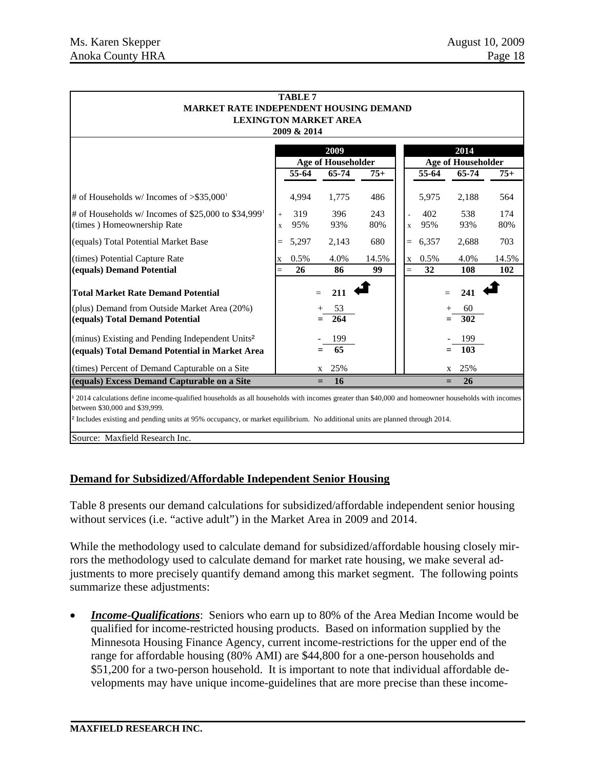**TABLE 7**
**MARKET RATE INDEPENDENT HOUSING DEMAND**
**LEXINGTON MARKET AREA**
**2009 & 2014**

| | | 2009 | | | | 2014 | | |
|---|---|---|---|---|---|---|---|---|
| | | Age of Householder | | | | Age of Householder | | |
| | | 55-64 | 65-74 | 75+ | | 55-64 | 65-74 | 75+ |
| # of Households w/ Incomes of >$35,000[1] | | 4,994 | 1,775 | 486 | | 5,975 | 2,188 | 564 |
| # of Households w/ Incomes of $25,000 to $34,999[1] | + | 319 | 396 | 243 | - | 402 | 538 | 174 |
| (times ) Homeownership Rate | x | 95% | 93% | 80% | x | 95% | 93% | 80% |
| (equals) Total Potential Market Base | = | 5,297 | 2,143 | 680 | = | 6,357 | 2,688 | 703 |
| (times) Potential Capture Rate | x | 0.5% | 4.0% | 14.5% | x | 0.5% | 4.0% | 14.5% |
| **(equals) Demand Potential** | = | **26** | **86** | **99** | = | **32** | **108** | **102** |
| **Total Market Rate Demand Potential** | | = | **211** | | | = | **241** | |
| (plus) Demand from Outside Market Area (20%) | | + | 53 | | | + | 60 | |
| **(equals) Total Demand Potential** | | = | **264** | | | = | **302** | |
| (minus) Existing and Pending Independent Units[2] | | - | 199 | | | - | 199 | |
| **(equals) Total Demand Potential in Market Area** | | = | **65** | | | = | **103** | |
| (times) Percent of Demand Capturable on a Site | | x | 25% | | | x | 25% | |
| **(equals) Excess Demand Capturable on a Site** | | = | **16** | | | = | **26** | |

[1] 2014 calculations define income-qualified households as all households with incomes greater than $40,000 and homeowner households with incomes between $30,000 and $39,999.

[2] Includes existing and pending units at 95% occupancy, or market equilibrium. No additional units are planned through 2014.

Source: Maxfield Research Inc.

## Demand for Subsidized/Affordable Independent Senior Housing

Table 8 presents our demand calculations for subsidized/affordable independent senior housing without services (i.e. "active adult") in the Market Area in 2009 and 2014.

While the methodology used to calculate demand for subsidized/affordable housing closely mirrors the methodology used to calculate demand for market rate housing, we make several adjustments to more precisely quantify demand among this market segment. The following points summarize these adjustments:

- ***Income-Qualifications***: Seniors who earn up to 80% of the Area Median Income would be qualified for income-restricted housing products. Based on information supplied by the Minnesota Housing Finance Agency, current income-restrictions for the upper end of the range for affordable housing (80% AMI) are $44,800 for a one-person households and $51,200 for a two-person household. It is important to note that individual affordable developments may have unique income-guidelines that are more precise than these income-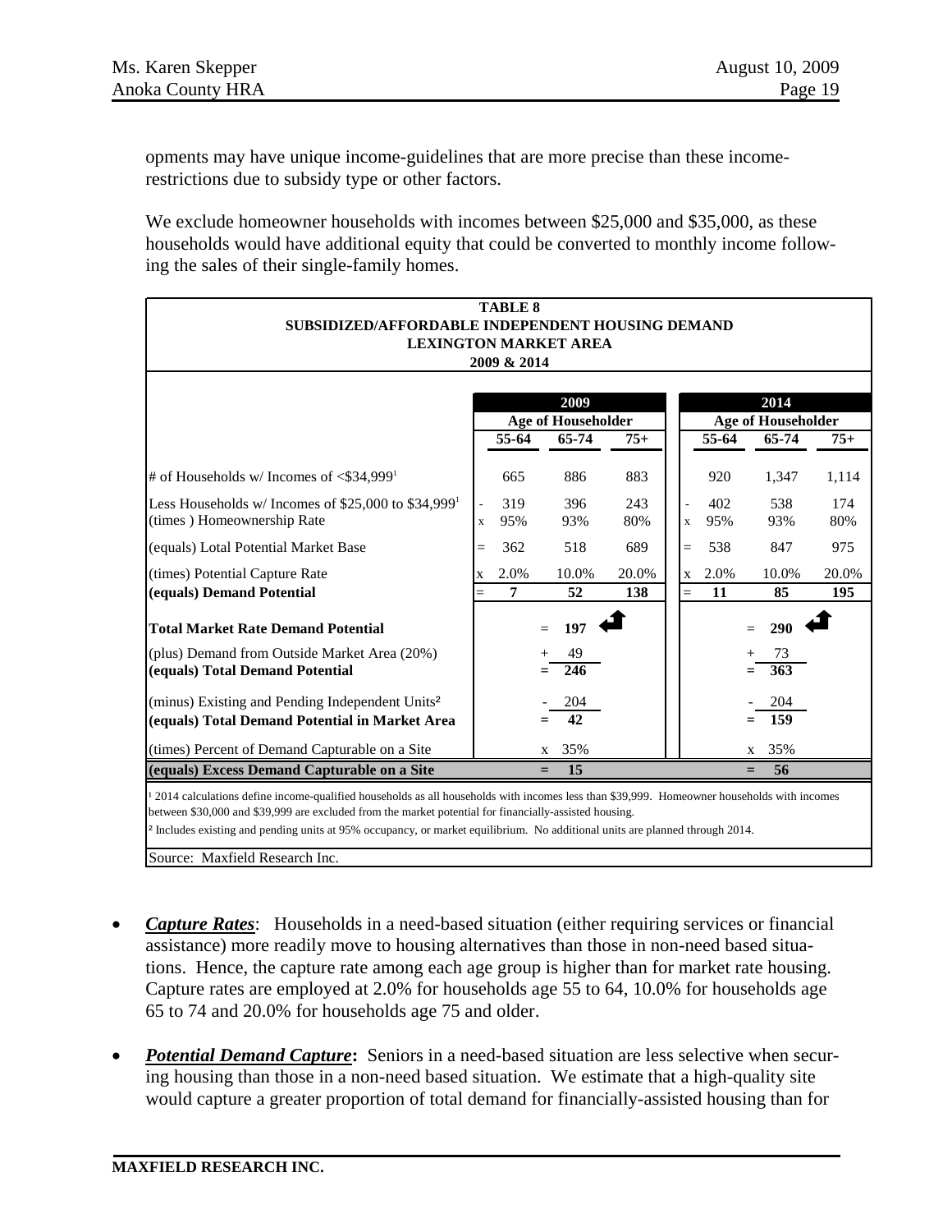opments may have unique income-guidelines that are more precise than these income-restrictions due to subsidy type or other factors.

We exclude homeowner households with incomes between $25,000 and $35,000, as these households would have additional equity that could be converted to monthly income following the sales of their single-family homes.

**TABLE 8**
**SUBSIDIZED/AFFORDABLE INDEPENDENT HOUSING DEMAND**
**LEXINGTON MARKET AREA**
**2009 & 2014**

| | | 2009 | | | | 2014 | | |
|---|---|---|---|---|---|---|---|---|
| | | **Age of Householder** | | | | **Age of Householder** | | |
| | | **55-64** | **65-74** | **75+** | | **55-64** | **65-74** | **75+** |
| # of Households w/ Incomes of <$34,999[1] | | 665 | 886 | 883 | | 920 | 1,347 | 1,114 |
| Less Households w/ Incomes of $25,000 to $34,999[1] | - | 319 | 396 | 243 | - | 402 | 538 | 174 |
| (times ) Homeownership Rate | x | 95% | 93% | 80% | x | 95% | 93% | 80% |
| (equals) Lotal Potential Market Base | = | 362 | 518 | 689 | = | 538 | 847 | 975 |
| (times) Potential Capture Rate | x | 2.0% | 10.0% | 20.0% | x | 2.0% | 10.0% | 20.0% |
| **(equals) Demand Potential** | = | **7** | **52** | **138** | = | **11** | **85** | **195** |
| **Total Market Rate Demand Potential** | | | = **197** | | | | = **290** | |
| (plus) Demand from Outside Market Area (20%) | | | + 49 | | | | + 73 | |
| **(equals) Total Demand Potential** | | | = **246** | | | | = **363** | |
| (minus) Existing and Pending Independent Units[2] | | | - 204 | | | | - 204 | |
| **(equals) Total Demand Potential in Market Area** | | | = **42** | | | | = **159** | |
| (times) Percent of Demand Capturable on a Site | | | x 35% | | | | x 35% | |
| **(equals) Excess Demand Capturable on a Site** | | | = **15** | | | | = **56** | |

[1] 2014 calculations define income-qualified households as all households with incomes less than $39,999. Homeowner households with incomes between $30,000 and $39,999 are excluded from the market potential for financially-assisted housing.

[2] Includes existing and pending units at 95% occupancy, or market equilibrium. No additional units are planned through 2014.

Source: Maxfield Research Inc.

- ***Capture Rates***: Households in a need-based situation (either requiring services or financial assistance) more readily move to housing alternatives than those in non-need based situations. Hence, the capture rate among each age group is higher than for market rate housing. Capture rates are employed at 2.0% for households age 55 to 64, 10.0% for households age 65 to 74 and 20.0% for households age 75 and older.

- ***Potential Demand Capture*:** Seniors in a need-based situation are less selective when securing housing than those in a non-need based situation. We estimate that a high-quality site would capture a greater proportion of total demand for financially-assisted housing than for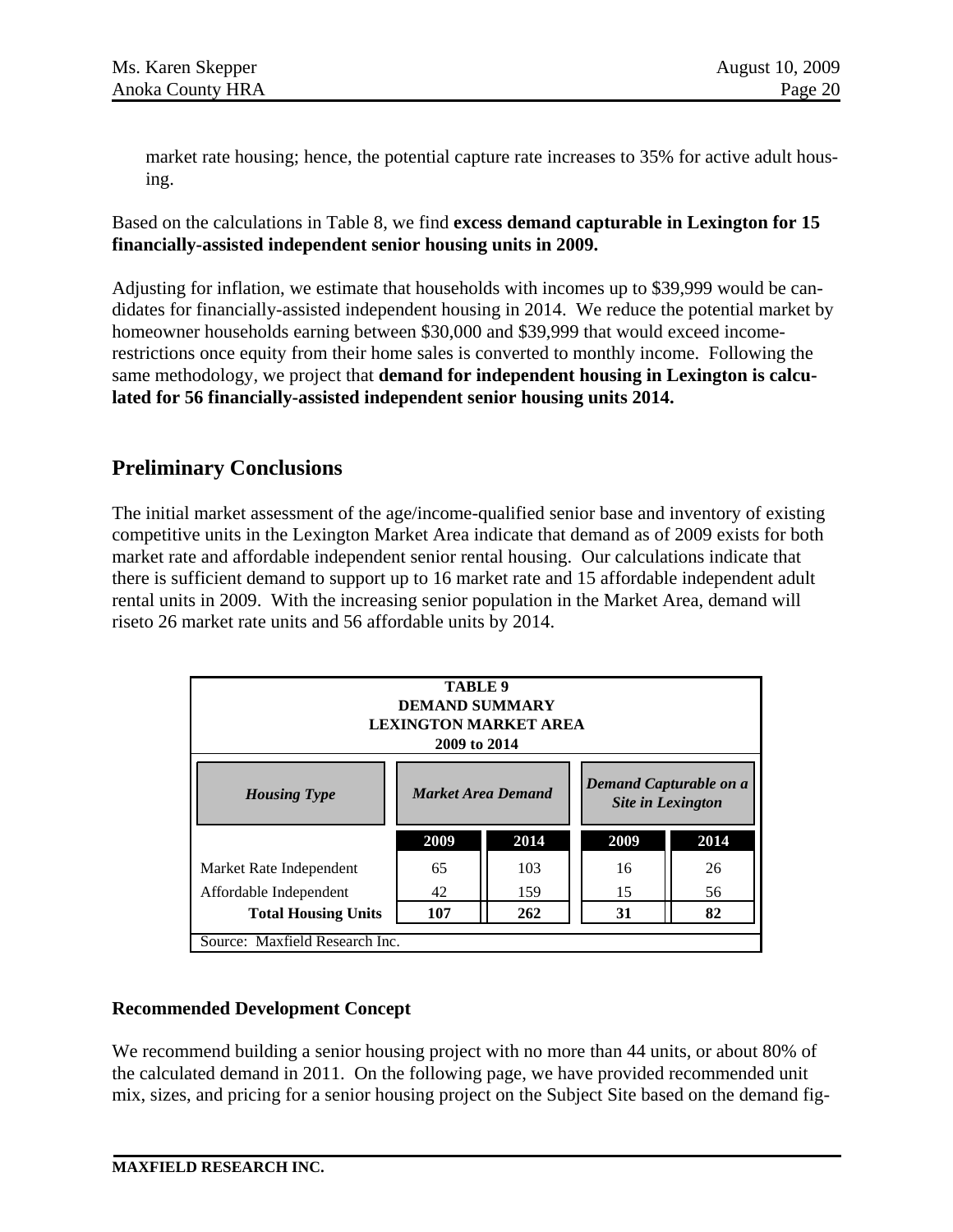market rate housing; hence, the potential capture rate increases to 35% for active adult housing.

Based on the calculations in Table 8, we find **excess demand capturable in Lexington for 15 financially-assisted independent senior housing units in 2009.**

Adjusting for inflation, we estimate that households with incomes up to $39,999 would be candidates for financially-assisted independent housing in 2014. We reduce the potential market by homeowner households earning between $30,000 and $39,999 that would exceed income-restrictions once equity from their home sales is converted to monthly income. Following the same methodology, we project that **demand for independent housing in Lexington is calculated for 56 financially-assisted independent senior housing units 2014.**

## Preliminary Conclusions

The initial market assessment of the age/income-qualified senior base and inventory of existing competitive units in the Lexington Market Area indicate that demand as of 2009 exists for both market rate and affordable independent senior rental housing. Our calculations indicate that there is sufficient demand to support up to 16 market rate and 15 affordable independent adult rental units in 2009. With the increasing senior population in the Market Area, demand will riseto 26 market rate units and 56 affordable units by 2014.

**TABLE 9**
**DEMAND SUMMARY**
**LEXINGTON MARKET AREA**
**2009 to 2014**

| *Housing Type* | *Market Area Demand* | | *Demand Capturable on a Site in Lexington* | |
|---|---|---|---|---|
| | **2009** | **2014** | **2009** | **2014** |
| Market Rate Independent | 65 | 103 | 16 | 26 |
| Affordable Independent | 42 | 159 | 15 | 56 |
| **Total Housing Units** | **107** | **262** | **31** | **82** |

Source: Maxfield Research Inc.

**Recommended Development Concept**

We recommend building a senior housing project with no more than 44 units, or about 80% of the calculated demand in 2011. On the following page, we have provided recommended unit mix, sizes, and pricing for a senior housing project on the Subject Site based on the demand fig-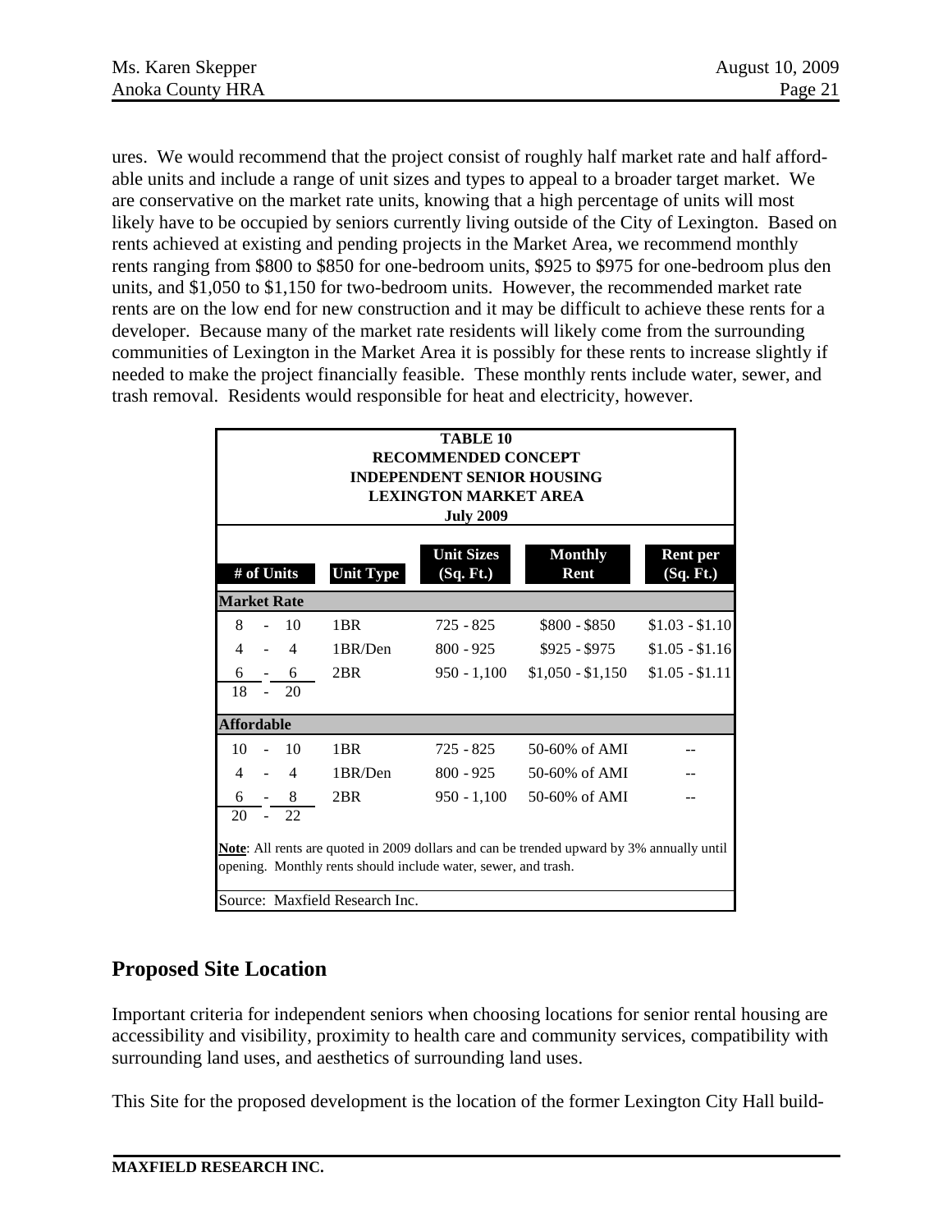ures. We would recommend that the project consist of roughly half market rate and half affordable units and include a range of unit sizes and types to appeal to a broader target market. We are conservative on the market rate units, knowing that a high percentage of units will most likely have to be occupied by seniors currently living outside of the City of Lexington. Based on rents achieved at existing and pending projects in the Market Area, we recommend monthly rents ranging from $800 to $850 for one-bedroom units, $925 to $975 for one-bedroom plus den units, and $1,050 to $1,150 for two-bedroom units. However, the recommended market rate rents are on the low end for new construction and it may be difficult to achieve these rents for a developer. Because many of the market rate residents will likely come from the surrounding communities of Lexington in the Market Area it is possibly for these rents to increase slightly if needed to make the project financially feasible. These monthly rents include water, sewer, and trash removal. Residents would responsible for heat and electricity, however.

**TABLE 10**
**RECOMMENDED CONCEPT**
**INDEPENDENT SENIOR HOUSING**
**LEXINGTON MARKET AREA**
**July 2009**

| # of Units | Unit Type | Unit Sizes (Sq. Ft.) | Monthly Rent | Rent per (Sq. Ft.) |
|---|---|---|---|---|
| **Market Rate** | | | | |
| 8 - 10 | 1BR | 725 - 825 | $800 - $850 | $1.03 - $1.10 |
| 4 - 4 | 1BR/Den | 800 - 925 | $925 - $975 | $1.05 - $1.16 |
| 6 - 6 | 2BR | 950 - 1,100 | $1,050 - $1,150 | $1.05 - $1.11 |
| 18 - 20 | | | | |
| **Affordable** | | | | |
| 10 - 10 | 1BR | 725 - 825 | 50-60% of AMI | -- |
| 4 - 4 | 1BR/Den | 800 - 925 | 50-60% of AMI | -- |
| 6 - 8 | 2BR | 950 - 1,100 | 50-60% of AMI | -- |
| 20 - 22 | | | | |

**Note**: All rents are quoted in 2009 dollars and can be trended upward by 3% annually until opening. Monthly rents should include water, sewer, and trash.

Source: Maxfield Research Inc.

## Proposed Site Location

Important criteria for independent seniors when choosing locations for senior rental housing are accessibility and visibility, proximity to health care and community services, compatibility with surrounding land uses, and aesthetics of surrounding land uses.

This Site for the proposed development is the location of the former Lexington City Hall build-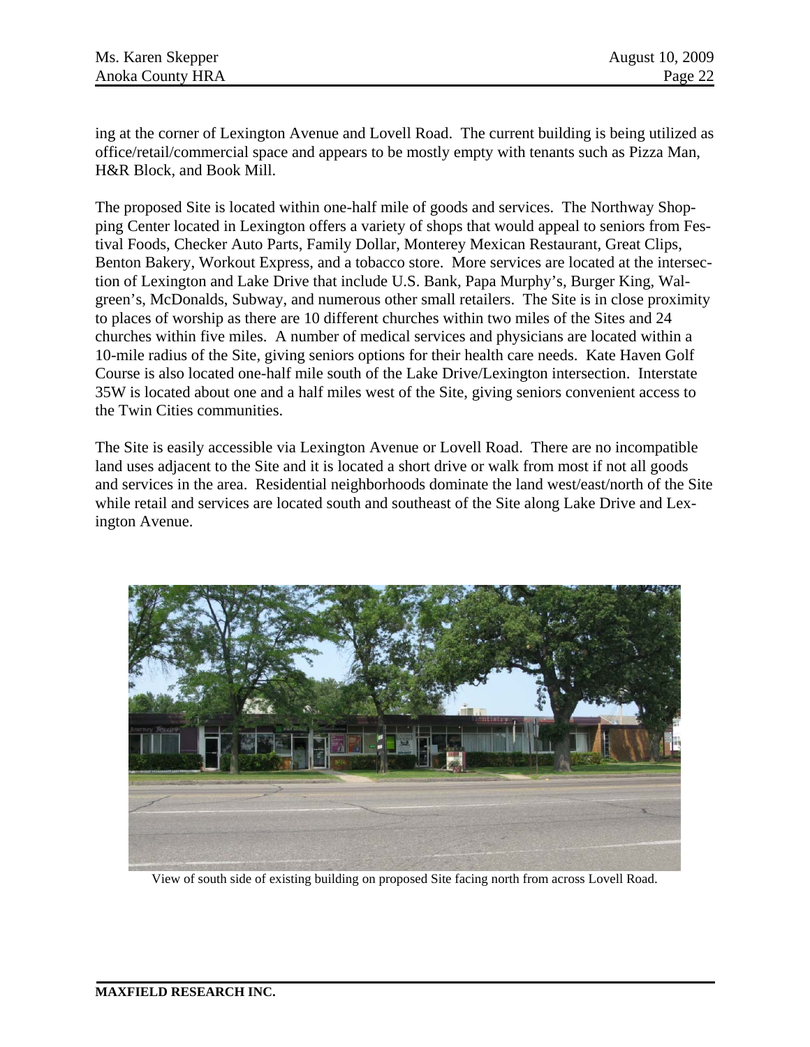ing at the corner of Lexington Avenue and Lovell Road. The current building is being utilized as office/retail/commercial space and appears to be mostly empty with tenants such as Pizza Man, H&R Block, and Book Mill.

The proposed Site is located within one-half mile of goods and services. The Northway Shopping Center located in Lexington offers a variety of shops that would appeal to seniors from Festival Foods, Checker Auto Parts, Family Dollar, Monterey Mexican Restaurant, Great Clips, Benton Bakery, Workout Express, and a tobacco store. More services are located at the intersection of Lexington and Lake Drive that include U.S. Bank, Papa Murphy's, Burger King, Walgreen's, McDonalds, Subway, and numerous other small retailers. The Site is in close proximity to places of worship as there are 10 different churches within two miles of the Sites and 24 churches within five miles. A number of medical services and physicians are located within a 10-mile radius of the Site, giving seniors options for their health care needs. Kate Haven Golf Course is also located one-half mile south of the Lake Drive/Lexington intersection. Interstate 35W is located about one and a half miles west of the Site, giving seniors convenient access to the Twin Cities communities.

The Site is easily accessible via Lexington Avenue or Lovell Road. There are no incompatible land uses adjacent to the Site and it is located a short drive or walk from most if not all goods and services in the area. Residential neighborhoods dominate the land west/east/north of the Site while retail and services are located south and southeast of the Site along Lake Drive and Lexington Avenue.

View of south side of existing building on proposed Site facing north from across Lovell Road.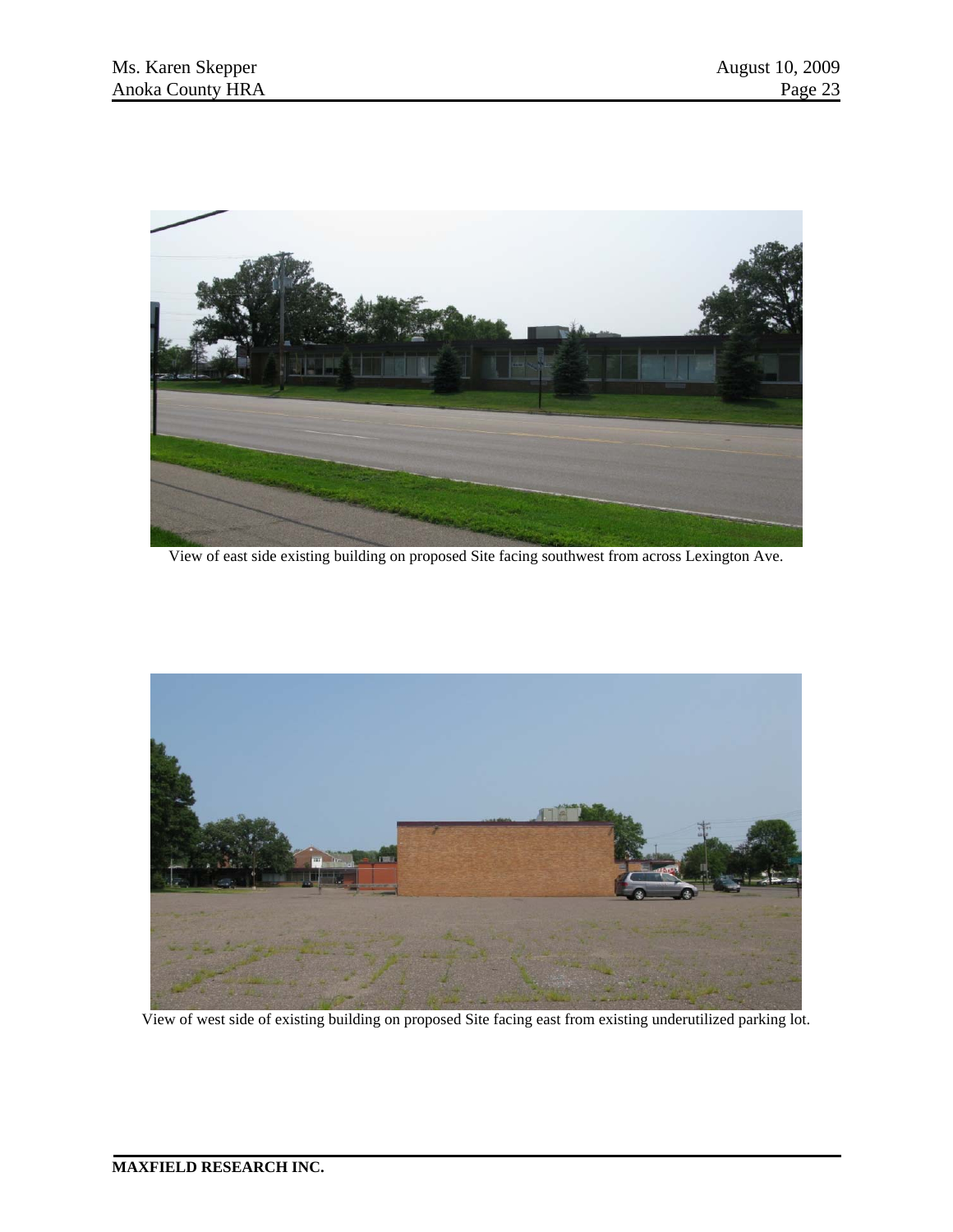View of east side existing building on proposed Site facing southwest from across Lexington Ave.

View of west side of existing building on proposed Site facing east from existing underutilized parking lot.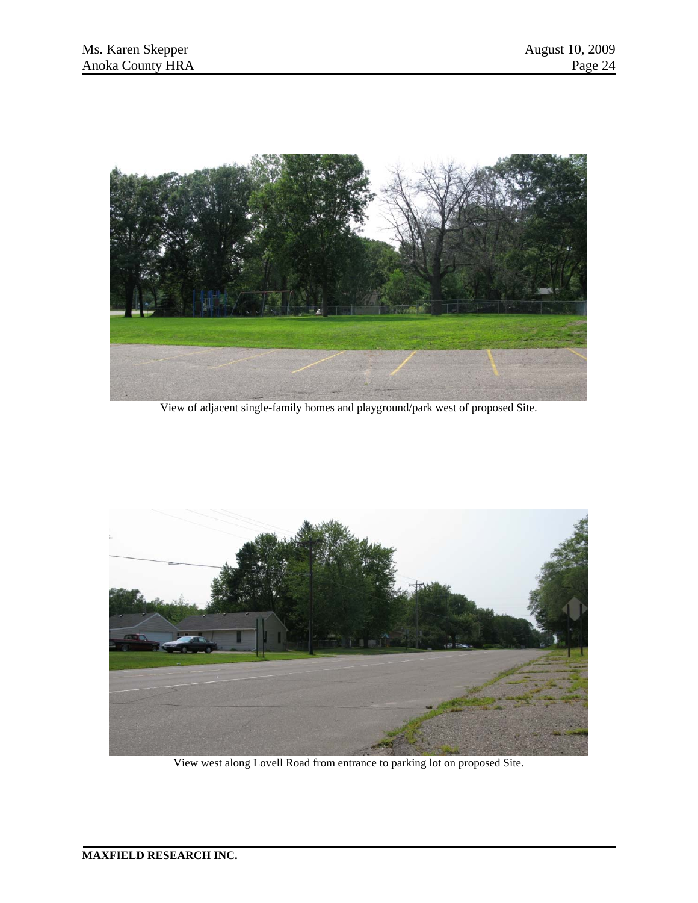View of adjacent single-family homes and playground/park west of proposed Site.

View west along Lovell Road from entrance to parking lot on proposed Site.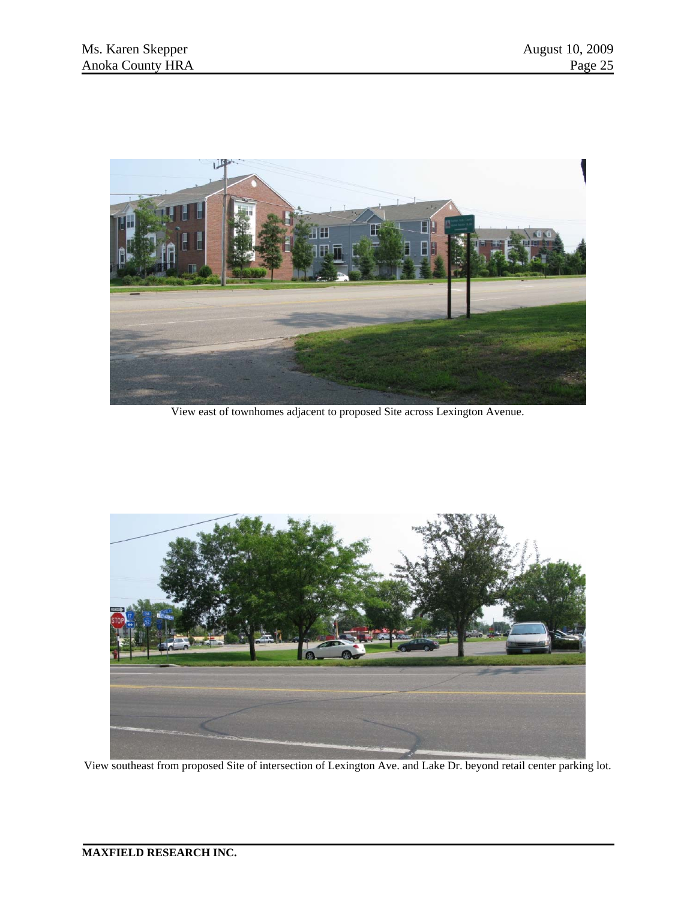View east of townhomes adjacent to proposed Site across Lexington Avenue.

View southeast from proposed Site of intersection of Lexington Ave. and Lake Dr. beyond retail center parking lot.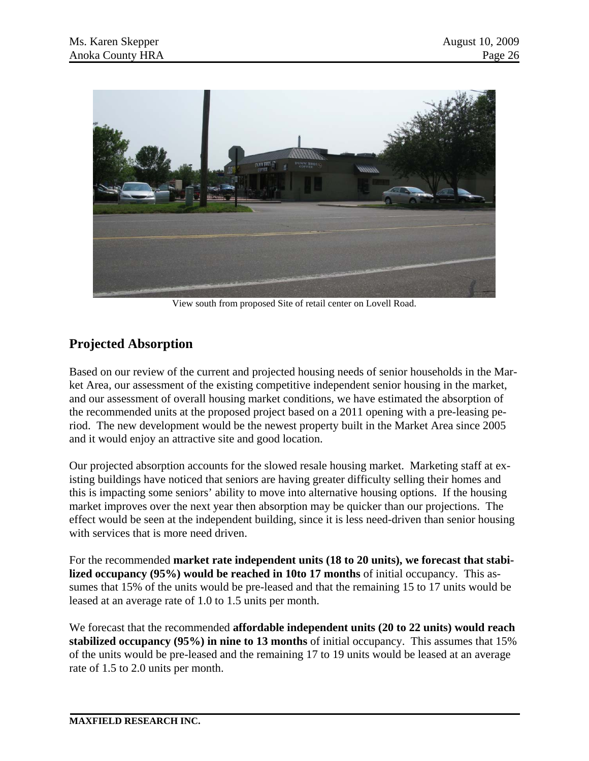View south from proposed Site of retail center on Lovell Road.

## Projected Absorption

Based on our review of the current and projected housing needs of senior households in the Market Area, our assessment of the existing competitive independent senior housing in the market, and our assessment of overall housing market conditions, we have estimated the absorption of the recommended units at the proposed project based on a 2011 opening with a pre-leasing period. The new development would be the newest property built in the Market Area since 2005 and it would enjoy an attractive site and good location.

Our projected absorption accounts for the slowed resale housing market. Marketing staff at existing buildings have noticed that seniors are having greater difficulty selling their homes and this is impacting some seniors' ability to move into alternative housing options. If the housing market improves over the next year then absorption may be quicker than our projections. The effect would be seen at the independent building, since it is less need-driven than senior housing with services that is more need driven.

For the recommended **market rate independent units (18 to 20 units), we forecast that stabilized occupancy (95%) would be reached in 10to 17 months** of initial occupancy. This assumes that 15% of the units would be pre-leased and that the remaining 15 to 17 units would be leased at an average rate of 1.0 to 1.5 units per month.

We forecast that the recommended **affordable independent units (20 to 22 units) would reach stabilized occupancy (95%) in nine to 13 months** of initial occupancy. This assumes that 15% of the units would be pre-leased and the remaining 17 to 19 units would be leased at an average rate of 1.5 to 2.0 units per month.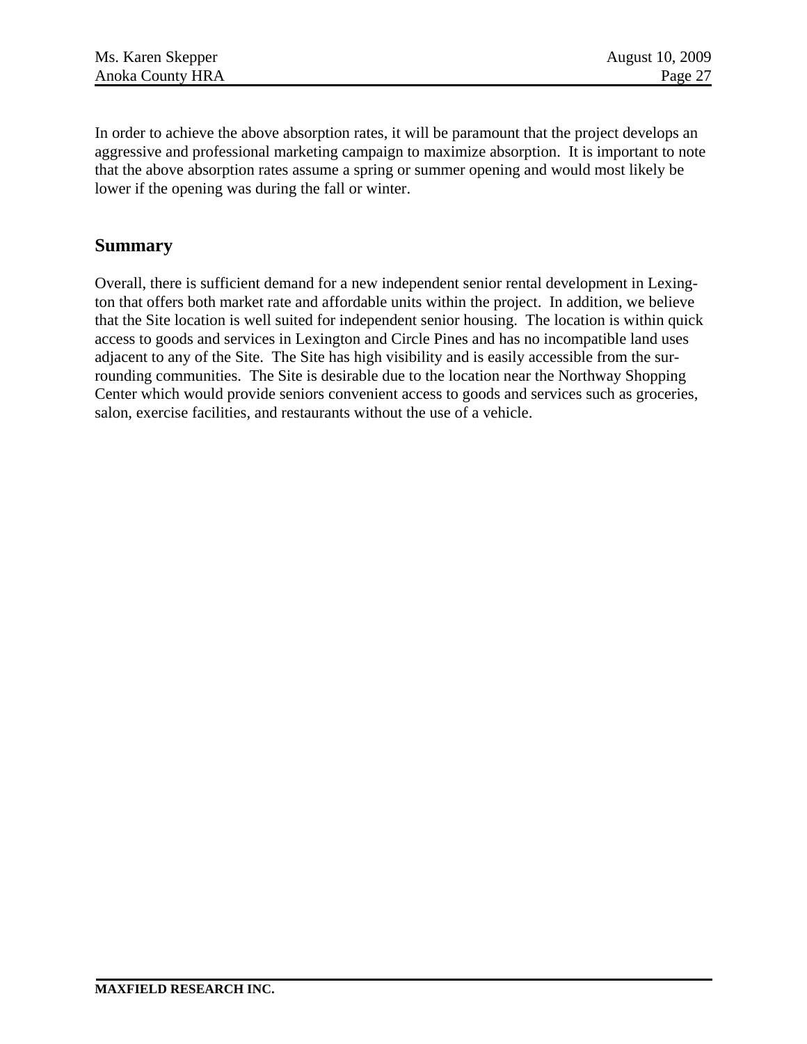In order to achieve the above absorption rates, it will be paramount that the project develops an aggressive and professional marketing campaign to maximize absorption. It is important to note that the above absorption rates assume a spring or summer opening and would most likely be lower if the opening was during the fall or winter.

## Summary

Overall, there is sufficient demand for a new independent senior rental development in Lexington that offers both market rate and affordable units within the project. In addition, we believe that the Site location is well suited for independent senior housing. The location is within quick access to goods and services in Lexington and Circle Pines and has no incompatible land uses adjacent to any of the Site. The Site has high visibility and is easily accessible from the surrounding communities. The Site is desirable due to the location near the Northway Shopping Center which would provide seniors convenient access to goods and services such as groceries, salon, exercise facilities, and restaurants without the use of a vehicle.